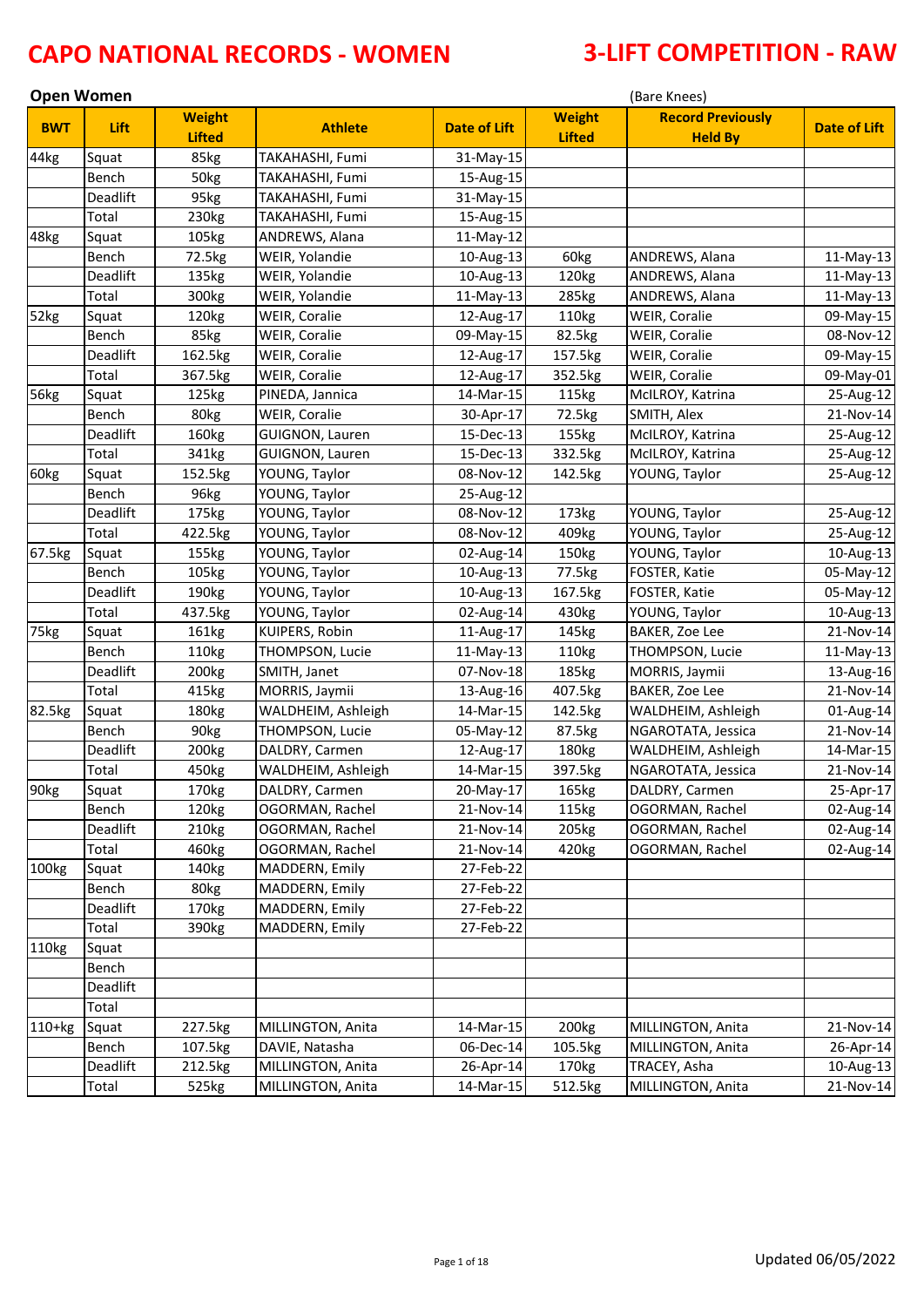# CAPO NATIONAL RECORDS - WOMEN

# 3-LIFT COMPETITION - RAW

**Open Women** (Bare Knees)

| BWT | Lift | Weight Lifted | Athlete | Date of Lift | Weight Lifted | Record Previously Held By | Date of Lift |
|---|---|---|---|---|---|---|---|
| 44kg | Squat | 85kg | TAKAHASHI, Fumi | 31-May-15 | | | |
| | Bench | 50kg | TAKAHASHI, Fumi | 15-Aug-15 | | | |
| | Deadlift | 95kg | TAKAHASHI, Fumi | 31-May-15 | | | |
| | Total | 230kg | TAKAHASHI, Fumi | 15-Aug-15 | | | |
| 48kg | Squat | 105kg | ANDREWS, Alana | 11-May-12 | | | |
| | Bench | 72.5kg | WEIR, Yolandie | 10-Aug-13 | 60kg | ANDREWS, Alana | 11-May-13 |
| | Deadlift | 135kg | WEIR, Yolandie | 10-Aug-13 | 120kg | ANDREWS, Alana | 11-May-13 |
| | Total | 300kg | WEIR, Yolandie | 11-May-13 | 285kg | ANDREWS, Alana | 11-May-13 |
| 52kg | Squat | 120kg | WEIR, Coralie | 12-Aug-17 | 110kg | WEIR, Coralie | 09-May-15 |
| | Bench | 85kg | WEIR, Coralie | 09-May-15 | 82.5kg | WEIR, Coralie | 08-Nov-12 |
| | Deadlift | 162.5kg | WEIR, Coralie | 12-Aug-17 | 157.5kg | WEIR, Coralie | 09-May-15 |
| | Total | 367.5kg | WEIR, Coralie | 12-Aug-17 | 352.5kg | WEIR, Coralie | 09-May-01 |
| 56kg | Squat | 125kg | PINEDA, Jannica | 14-Mar-15 | 115kg | McILROY, Katrina | 25-Aug-12 |
| | Bench | 80kg | WEIR, Coralie | 30-Apr-17 | 72.5kg | SMITH, Alex | 21-Nov-14 |
| | Deadlift | 160kg | GUIGNON, Lauren | 15-Dec-13 | 155kg | McILROY, Katrina | 25-Aug-12 |
| | Total | 341kg | GUIGNON, Lauren | 15-Dec-13 | 332.5kg | McILROY, Katrina | 25-Aug-12 |
| 60kg | Squat | 152.5kg | YOUNG, Taylor | 08-Nov-12 | 142.5kg | YOUNG, Taylor | 25-Aug-12 |
| | Bench | 96kg | YOUNG, Taylor | 25-Aug-12 | | | |
| | Deadlift | 175kg | YOUNG, Taylor | 08-Nov-12 | 173kg | YOUNG, Taylor | 25-Aug-12 |
| | Total | 422.5kg | YOUNG, Taylor | 08-Nov-12 | 409kg | YOUNG, Taylor | 25-Aug-12 |
| 67.5kg | Squat | 155kg | YOUNG, Taylor | 02-Aug-14 | 150kg | YOUNG, Taylor | 10-Aug-13 |
| | Bench | 105kg | YOUNG, Taylor | 10-Aug-13 | 77.5kg | FOSTER, Katie | 05-May-12 |
| | Deadlift | 190kg | YOUNG, Taylor | 10-Aug-13 | 167.5kg | FOSTER, Katie | 05-May-12 |
| | Total | 437.5kg | YOUNG, Taylor | 02-Aug-14 | 430kg | YOUNG, Taylor | 10-Aug-13 |
| 75kg | Squat | 161kg | KUIPERS, Robin | 11-Aug-17 | 145kg | BAKER, Zoe Lee | 21-Nov-14 |
| | Bench | 110kg | THOMPSON, Lucie | 11-May-13 | 110kg | THOMPSON, Lucie | 11-May-13 |
| | Deadlift | 200kg | SMITH, Janet | 07-Nov-18 | 185kg | MORRIS, Jaymii | 13-Aug-16 |
| | Total | 415kg | MORRIS, Jaymii | 13-Aug-16 | 407.5kg | BAKER, Zoe Lee | 21-Nov-14 |
| 82.5kg | Squat | 180kg | WALDHEIM, Ashleigh | 14-Mar-15 | 142.5kg | WALDHEIM, Ashleigh | 01-Aug-14 |
| | Bench | 90kg | THOMPSON, Lucie | 05-May-12 | 87.5kg | NGAROTATA, Jessica | 21-Nov-14 |
| | Deadlift | 200kg | DALDRY, Carmen | 12-Aug-17 | 180kg | WALDHEIM, Ashleigh | 14-Mar-15 |
| | Total | 450kg | WALDHEIM, Ashleigh | 14-Mar-15 | 397.5kg | NGAROTATA, Jessica | 21-Nov-14 |
| 90kg | Squat | 170kg | DALDRY, Carmen | 20-May-17 | 165kg | DALDRY, Carmen | 25-Apr-17 |
| | Bench | 120kg | OGORMAN, Rachel | 21-Nov-14 | 115kg | OGORMAN, Rachel | 02-Aug-14 |
| | Deadlift | 210kg | OGORMAN, Rachel | 21-Nov-14 | 205kg | OGORMAN, Rachel | 02-Aug-14 |
| | Total | 460kg | OGORMAN, Rachel | 21-Nov-14 | 420kg | OGORMAN, Rachel | 02-Aug-14 |
| 100kg | Squat | 140kg | MADDERN, Emily | 27-Feb-22 | | | |
| | Bench | 80kg | MADDERN, Emily | 27-Feb-22 | | | |
| | Deadlift | 170kg | MADDERN, Emily | 27-Feb-22 | | | |
| | Total | 390kg | MADDERN, Emily | 27-Feb-22 | | | |
| 110kg | Squat | | | | | | |
| | Bench | | | | | | |
| | Deadlift | | | | | | |
| | Total | | | | | | |
| 110+kg | Squat | 227.5kg | MILLINGTON, Anita | 14-Mar-15 | 200kg | MILLINGTON, Anita | 21-Nov-14 |
| | Bench | 107.5kg | DAVIE, Natasha | 06-Dec-14 | 105.5kg | MILLINGTON, Anita | 26-Apr-14 |
| | Deadlift | 212.5kg | MILLINGTON, Anita | 26-Apr-14 | 170kg | TRACEY, Asha | 10-Aug-13 |
| | Total | 525kg | MILLINGTON, Anita | 14-Mar-15 | 512.5kg | MILLINGTON, Anita | 21-Nov-14 |

Updated 06/05/2022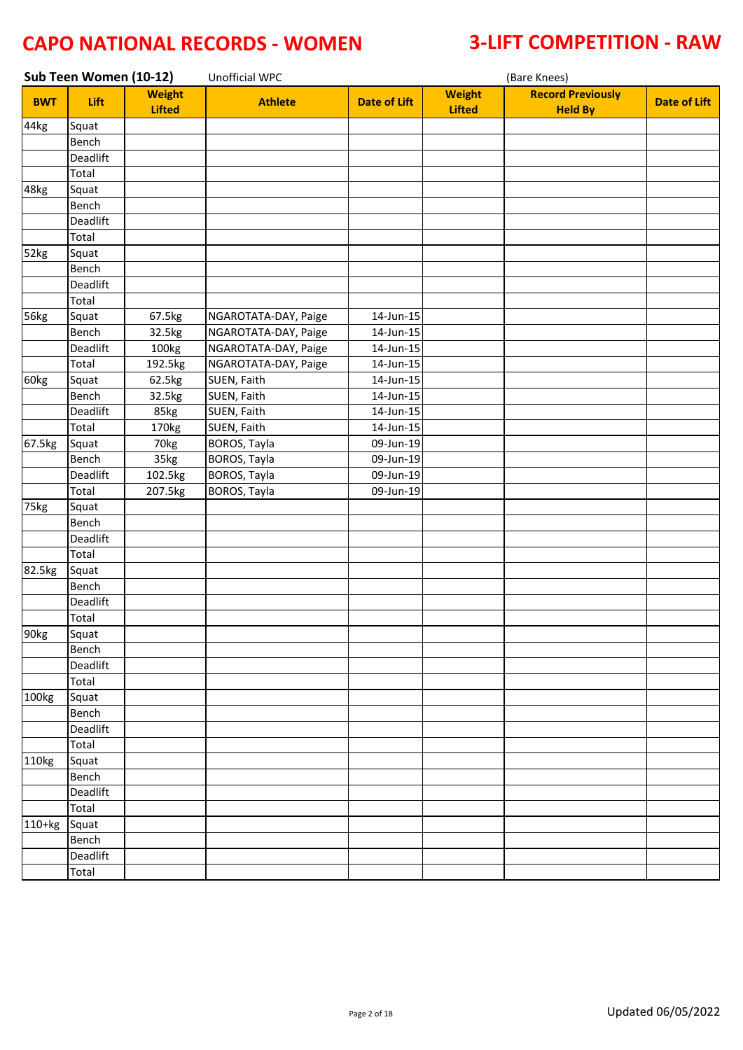# CAPO NATIONAL RECORDS - WOMEN

# 3-LIFT COMPETITION - RAW

**Sub Teen Women (10-12)** Unofficial WPC (Bare Knees)

| BWT | Lift | Weight Lifted | Athlete | Date of Lift | Weight Lifted | Record Previously Held By | Date of Lift |
|---|---|---|---|---|---|---|---|
| 44kg | Squat | | | | | | |
| | Bench | | | | | | |
| | Deadlift | | | | | | |
| | Total | | | | | | |
| 48kg | Squat | | | | | | |
| | Bench | | | | | | |
| | Deadlift | | | | | | |
| | Total | | | | | | |
| 52kg | Squat | | | | | | |
| | Bench | | | | | | |
| | Deadlift | | | | | | |
| | Total | | | | | | |
| 56kg | Squat | 67.5kg | NGAROTATA-DAY, Paige | 14-Jun-15 | | | |
| | Bench | 32.5kg | NGAROTATA-DAY, Paige | 14-Jun-15 | | | |
| | Deadlift | 100kg | NGAROTATA-DAY, Paige | 14-Jun-15 | | | |
| | Total | 192.5kg | NGAROTATA-DAY, Paige | 14-Jun-15 | | | |
| 60kg | Squat | 62.5kg | SUEN, Faith | 14-Jun-15 | | | |
| | Bench | 32.5kg | SUEN, Faith | 14-Jun-15 | | | |
| | Deadlift | 85kg | SUEN, Faith | 14-Jun-15 | | | |
| | Total | 170kg | SUEN, Faith | 14-Jun-15 | | | |
| 67.5kg | Squat | 70kg | BOROS, Tayla | 09-Jun-19 | | | |
| | Bench | 35kg | BOROS, Tayla | 09-Jun-19 | | | |
| | Deadlift | 102.5kg | BOROS, Tayla | 09-Jun-19 | | | |
| | Total | 207.5kg | BOROS, Tayla | 09-Jun-19 | | | |
| 75kg | Squat | | | | | | |
| | Bench | | | | | | |
| | Deadlift | | | | | | |
| | Total | | | | | | |
| 82.5kg | Squat | | | | | | |
| | Bench | | | | | | |
| | Deadlift | | | | | | |
| | Total | | | | | | |
| 90kg | Squat | | | | | | |
| | Bench | | | | | | |
| | Deadlift | | | | | | |
| | Total | | | | | | |
| 100kg | Squat | | | | | | |
| | Bench | | | | | | |
| | Deadlift | | | | | | |
| | Total | | | | | | |
| 110kg | Squat | | | | | | |
| | Bench | | | | | | |
| | Deadlift | | | | | | |
| | Total | | | | | | |
| 110+kg | Squat | | | | | | |
| | Bench | | | | | | |
| | Deadlift | | | | | | |
| | Total | | | | | | |

Updated 06/05/2022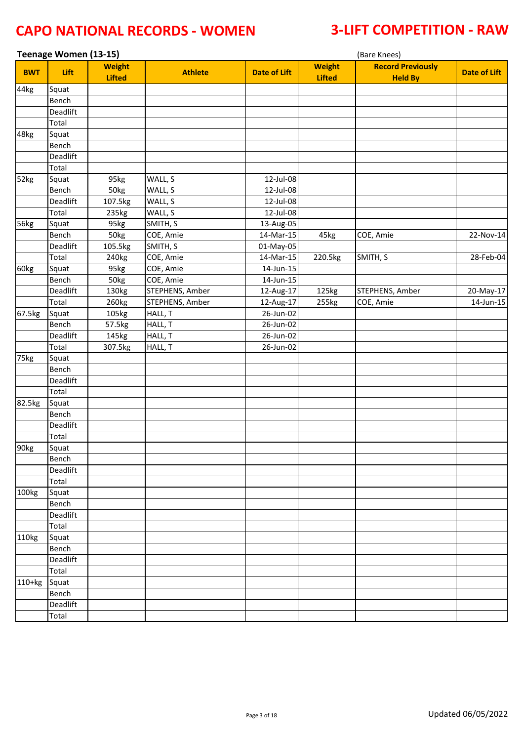# CAPO NATIONAL RECORDS - WOMEN

# 3-LIFT COMPETITION - RAW

## Teenage Women (13-15)

(Bare Knees)

| BWT | Lift | Weight Lifted | Athlete | Date of Lift | Weight Lifted | Record Previously Held By | Date of Lift |
|---|---|---|---|---|---|---|---|
| 44kg | Squat | | | | | | |
| | Bench | | | | | | |
| | Deadlift | | | | | | |
| | Total | | | | | | |
| 48kg | Squat | | | | | | |
| | Bench | | | | | | |
| | Deadlift | | | | | | |
| | Total | | | | | | |
| 52kg | Squat | 95kg | WALL, S | 12-Jul-08 | | | |
| | Bench | 50kg | WALL, S | 12-Jul-08 | | | |
| | Deadlift | 107.5kg | WALL, S | 12-Jul-08 | | | |
| | Total | 235kg | WALL, S | 12-Jul-08 | | | |
| 56kg | Squat | 95kg | SMITH, S | 13-Aug-05 | | | |
| | Bench | 50kg | COE, Amie | 14-Mar-15 | 45kg | COE, Amie | 22-Nov-14 |
| | Deadlift | 105.5kg | SMITH, S | 01-May-05 | | | |
| | Total | 240kg | COE, Amie | 14-Mar-15 | 220.5kg | SMITH, S | 28-Feb-04 |
| 60kg | Squat | 95kg | COE, Amie | 14-Jun-15 | | | |
| | Bench | 50kg | COE, Amie | 14-Jun-15 | | | |
| | Deadlift | 130kg | STEPHENS, Amber | 12-Aug-17 | 125kg | STEPHENS, Amber | 20-May-17 |
| | Total | 260kg | STEPHENS, Amber | 12-Aug-17 | 255kg | COE, Amie | 14-Jun-15 |
| 67.5kg | Squat | 105kg | HALL, T | 26-Jun-02 | | | |
| | Bench | 57.5kg | HALL, T | 26-Jun-02 | | | |
| | Deadlift | 145kg | HALL, T | 26-Jun-02 | | | |
| | Total | 307.5kg | HALL, T | 26-Jun-02 | | | |
| 75kg | Squat | | | | | | |
| | Bench | | | | | | |
| | Deadlift | | | | | | |
| | Total | | | | | | |
| 82.5kg | Squat | | | | | | |
| | Bench | | | | | | |
| | Deadlift | | | | | | |
| | Total | | | | | | |
| 90kg | Squat | | | | | | |
| | Bench | | | | | | |
| | Deadlift | | | | | | |
| | Total | | | | | | |
| 100kg | Squat | | | | | | |
| | Bench | | | | | | |
| | Deadlift | | | | | | |
| | Total | | | | | | |
| 110kg | Squat | | | | | | |
| | Bench | | | | | | |
| | Deadlift | | | | | | |
| | Total | | | | | | |
| 110+kg | Squat | | | | | | |
| | Bench | | | | | | |
| | Deadlift | | | | | | |
| | Total | | | | | | |

Updated 06/05/2022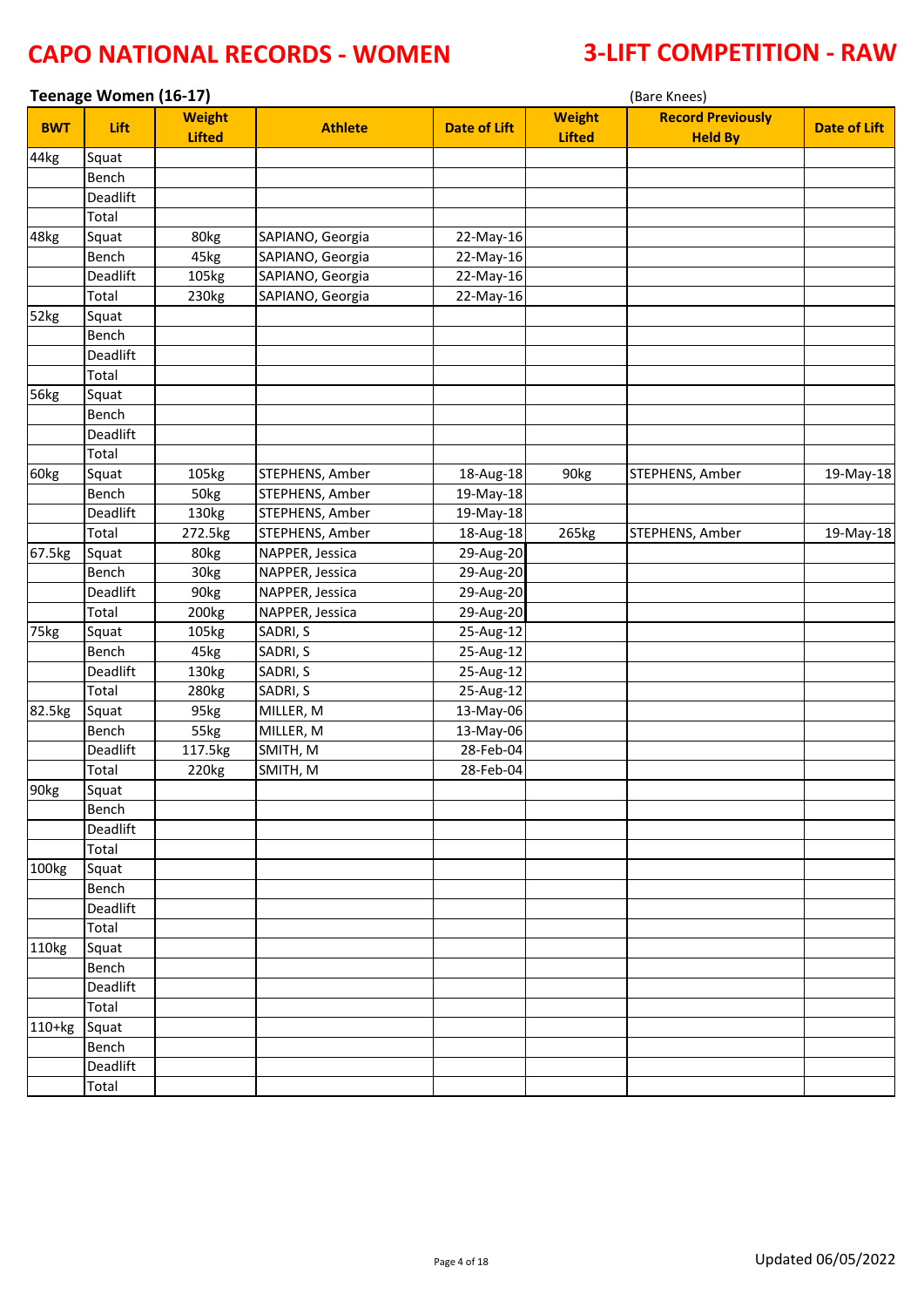# CAPO NATIONAL RECORDS - WOMEN

# 3-LIFT COMPETITION - RAW

## Teenage Women (16-17)

(Bare Knees)

| BWT | Lift | Weight Lifted | Athlete | Date of Lift | Weight Lifted | Record Previously Held By | Date of Lift |
|---|---|---|---|---|---|---|---|
| 44kg | Squat | | | | | | |
| | Bench | | | | | | |
| | Deadlift | | | | | | |
| | Total | | | | | | |
| 48kg | Squat | 80kg | SAPIANO, Georgia | 22-May-16 | | | |
| | Bench | 45kg | SAPIANO, Georgia | 22-May-16 | | | |
| | Deadlift | 105kg | SAPIANO, Georgia | 22-May-16 | | | |
| | Total | 230kg | SAPIANO, Georgia | 22-May-16 | | | |
| 52kg | Squat | | | | | | |
| | Bench | | | | | | |
| | Deadlift | | | | | | |
| | Total | | | | | | |
| 56kg | Squat | | | | | | |
| | Bench | | | | | | |
| | Deadlift | | | | | | |
| | Total | | | | | | |
| 60kg | Squat | 105kg | STEPHENS, Amber | 18-Aug-18 | 90kg | STEPHENS, Amber | 19-May-18 |
| | Bench | 50kg | STEPHENS, Amber | 19-May-18 | | | |
| | Deadlift | 130kg | STEPHENS, Amber | 19-May-18 | | | |
| | Total | 272.5kg | STEPHENS, Amber | 18-Aug-18 | 265kg | STEPHENS, Amber | 19-May-18 |
| 67.5kg | Squat | 80kg | NAPPER, Jessica | 29-Aug-20 | | | |
| | Bench | 30kg | NAPPER, Jessica | 29-Aug-20 | | | |
| | Deadlift | 90kg | NAPPER, Jessica | 29-Aug-20 | | | |
| | Total | 200kg | NAPPER, Jessica | 29-Aug-20 | | | |
| 75kg | Squat | 105kg | SADRI, S | 25-Aug-12 | | | |
| | Bench | 45kg | SADRI, S | 25-Aug-12 | | | |
| | Deadlift | 130kg | SADRI, S | 25-Aug-12 | | | |
| | Total | 280kg | SADRI, S | 25-Aug-12 | | | |
| 82.5kg | Squat | 95kg | MILLER, M | 13-May-06 | | | |
| | Bench | 55kg | MILLER, M | 13-May-06 | | | |
| | Deadlift | 117.5kg | SMITH, M | 28-Feb-04 | | | |
| | Total | 220kg | SMITH, M | 28-Feb-04 | | | |
| 90kg | Squat | | | | | | |
| | Bench | | | | | | |
| | Deadlift | | | | | | |
| | Total | | | | | | |
| 100kg | Squat | | | | | | |
| | Bench | | | | | | |
| | Deadlift | | | | | | |
| | Total | | | | | | |
| 110kg | Squat | | | | | | |
| | Bench | | | | | | |
| | Deadlift | | | | | | |
| | Total | | | | | | |
| 110+kg | Squat | | | | | | |
| | Bench | | | | | | |
| | Deadlift | | | | | | |
| | Total | | | | | | |

Updated 06/05/2022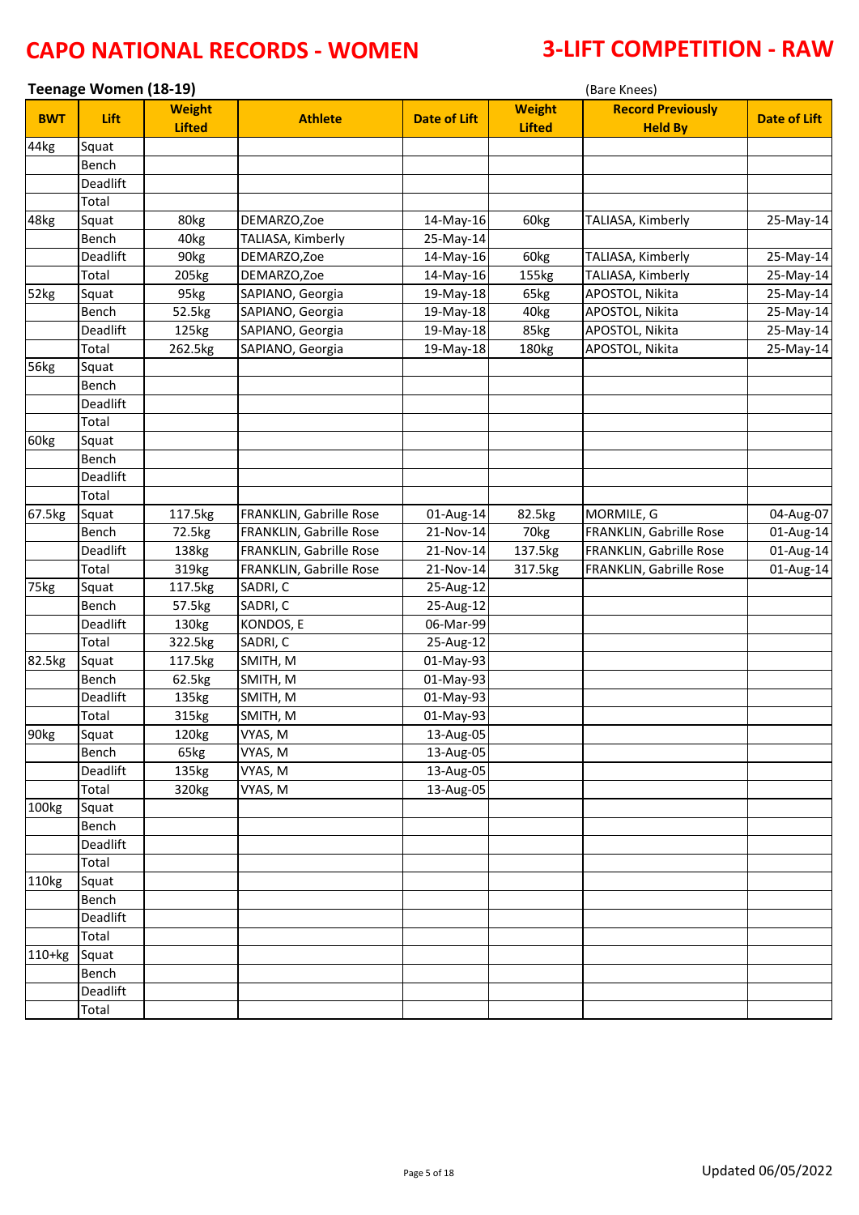# CAPO NATIONAL RECORDS - WOMEN

# 3-LIFT COMPETITION - RAW

### Teenage Women (18-19)

(Bare Knees)

| BWT | Lift | Weight Lifted | Athlete | Date of Lift | Weight Lifted | Record Previously Held By | Date of Lift |
|---|---|---|---|---|---|---|---|
| 44kg | Squat | | | | | | |
| | Bench | | | | | | |
| | Deadlift | | | | | | |
| | Total | | | | | | |
| 48kg | Squat | 80kg | DEMARZO,Zoe | 14-May-16 | 60kg | TALIASA, Kimberly | 25-May-14 |
| | Bench | 40kg | TALIASA, Kimberly | 25-May-14 | | | |
| | Deadlift | 90kg | DEMARZO,Zoe | 14-May-16 | 60kg | TALIASA, Kimberly | 25-May-14 |
| | Total | 205kg | DEMARZO,Zoe | 14-May-16 | 155kg | TALIASA, Kimberly | 25-May-14 |
| 52kg | Squat | 95kg | SAPIANO, Georgia | 19-May-18 | 65kg | APOSTOL, Nikita | 25-May-14 |
| | Bench | 52.5kg | SAPIANO, Georgia | 19-May-18 | 40kg | APOSTOL, Nikita | 25-May-14 |
| | Deadlift | 125kg | SAPIANO, Georgia | 19-May-18 | 85kg | APOSTOL, Nikita | 25-May-14 |
| | Total | 262.5kg | SAPIANO, Georgia | 19-May-18 | 180kg | APOSTOL, Nikita | 25-May-14 |
| 56kg | Squat | | | | | | |
| | Bench | | | | | | |
| | Deadlift | | | | | | |
| | Total | | | | | | |
| 60kg | Squat | | | | | | |
| | Bench | | | | | | |
| | Deadlift | | | | | | |
| | Total | | | | | | |
| 67.5kg | Squat | 117.5kg | FRANKLIN, Gabrille Rose | 01-Aug-14 | 82.5kg | MORMILE, G | 04-Aug-07 |
| | Bench | 72.5kg | FRANKLIN, Gabrille Rose | 21-Nov-14 | 70kg | FRANKLIN, Gabrille Rose | 01-Aug-14 |
| | Deadlift | 138kg | FRANKLIN, Gabrille Rose | 21-Nov-14 | 137.5kg | FRANKLIN, Gabrille Rose | 01-Aug-14 |
| | Total | 319kg | FRANKLIN, Gabrille Rose | 21-Nov-14 | 317.5kg | FRANKLIN, Gabrille Rose | 01-Aug-14 |
| 75kg | Squat | 117.5kg | SADRI, C | 25-Aug-12 | | | |
| | Bench | 57.5kg | SADRI, C | 25-Aug-12 | | | |
| | Deadlift | 130kg | KONDOS, E | 06-Mar-99 | | | |
| | Total | 322.5kg | SADRI, C | 25-Aug-12 | | | |
| 82.5kg | Squat | 117.5kg | SMITH, M | 01-May-93 | | | |
| | Bench | 62.5kg | SMITH, M | 01-May-93 | | | |
| | Deadlift | 135kg | SMITH, M | 01-May-93 | | | |
| | Total | 315kg | SMITH, M | 01-May-93 | | | |
| 90kg | Squat | 120kg | VYAS, M | 13-Aug-05 | | | |
| | Bench | 65kg | VYAS, M | 13-Aug-05 | | | |
| | Deadlift | 135kg | VYAS, M | 13-Aug-05 | | | |
| | Total | 320kg | VYAS, M | 13-Aug-05 | | | |
| 100kg | Squat | | | | | | |
| | Bench | | | | | | |
| | Deadlift | | | | | | |
| | Total | | | | | | |
| 110kg | Squat | | | | | | |
| | Bench | | | | | | |
| | Deadlift | | | | | | |
| | Total | | | | | | |
| 110+kg | Squat | | | | | | |
| | Bench | | | | | | |
| | Deadlift | | | | | | |
| | Total | | | | | | |

Updated 06/05/2022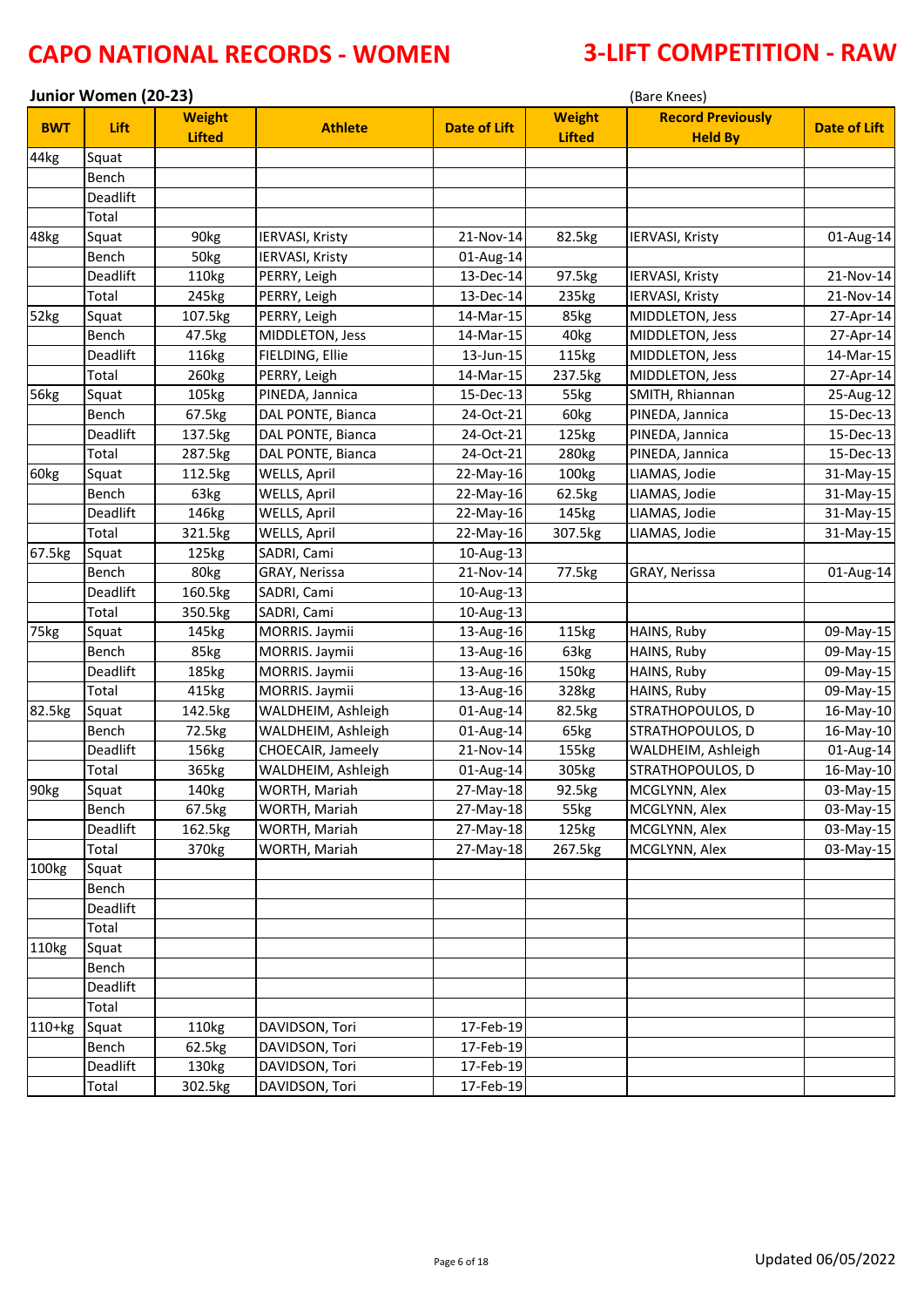# CAPO NATIONAL RECORDS - WOMEN

# 3-LIFT COMPETITION - RAW

### Junior Women (20-23)

(Bare Knees)

| BWT | Lift | Weight Lifted | Athlete | Date of Lift | Weight Lifted | Record Previously Held By | Date of Lift |
|---|---|---|---|---|---|---|---|
| 44kg | Squat | | | | | | |
| | Bench | | | | | | |
| | Deadlift | | | | | | |
| | Total | | | | | | |
| 48kg | Squat | 90kg | IERVASI, Kristy | 21-Nov-14 | 82.5kg | IERVASI, Kristy | 01-Aug-14 |
| | Bench | 50kg | IERVASI, Kristy | 01-Aug-14 | | | |
| | Deadlift | 110kg | PERRY, Leigh | 13-Dec-14 | 97.5kg | IERVASI, Kristy | 21-Nov-14 |
| | Total | 245kg | PERRY, Leigh | 13-Dec-14 | 235kg | IERVASI, Kristy | 21-Nov-14 |
| 52kg | Squat | 107.5kg | PERRY, Leigh | 14-Mar-15 | 85kg | MIDDLETON, Jess | 27-Apr-14 |
| | Bench | 47.5kg | MIDDLETON, Jess | 14-Mar-15 | 40kg | MIDDLETON, Jess | 27-Apr-14 |
| | Deadlift | 116kg | FIELDING, Ellie | 13-Jun-15 | 115kg | MIDDLETON, Jess | 14-Mar-15 |
| | Total | 260kg | PERRY, Leigh | 14-Mar-15 | 237.5kg | MIDDLETON, Jess | 27-Apr-14 |
| 56kg | Squat | 105kg | PINEDA, Jannica | 15-Dec-13 | 55kg | SMITH, Rhiannan | 25-Aug-12 |
| | Bench | 67.5kg | DAL PONTE, Bianca | 24-Oct-21 | 60kg | PINEDA, Jannica | 15-Dec-13 |
| | Deadlift | 137.5kg | DAL PONTE, Bianca | 24-Oct-21 | 125kg | PINEDA, Jannica | 15-Dec-13 |
| | Total | 287.5kg | DAL PONTE, Bianca | 24-Oct-21 | 280kg | PINEDA, Jannica | 15-Dec-13 |
| 60kg | Squat | 112.5kg | WELLS, April | 22-May-16 | 100kg | LIAMAS, Jodie | 31-May-15 |
| | Bench | 63kg | WELLS, April | 22-May-16 | 62.5kg | LIAMAS, Jodie | 31-May-15 |
| | Deadlift | 146kg | WELLS, April | 22-May-16 | 145kg | LIAMAS, Jodie | 31-May-15 |
| | Total | 321.5kg | WELLS, April | 22-May-16 | 307.5kg | LIAMAS, Jodie | 31-May-15 |
| 67.5kg | Squat | 125kg | SADRI, Cami | 10-Aug-13 | | | |
| | Bench | 80kg | GRAY, Nerissa | 21-Nov-14 | 77.5kg | GRAY, Nerissa | 01-Aug-14 |
| | Deadlift | 160.5kg | SADRI, Cami | 10-Aug-13 | | | |
| | Total | 350.5kg | SADRI, Cami | 10-Aug-13 | | | |
| 75kg | Squat | 145kg | MORRIS. Jaymii | 13-Aug-16 | 115kg | HAINS, Ruby | 09-May-15 |
| | Bench | 85kg | MORRIS. Jaymii | 13-Aug-16 | 63kg | HAINS, Ruby | 09-May-15 |
| | Deadlift | 185kg | MORRIS. Jaymii | 13-Aug-16 | 150kg | HAINS, Ruby | 09-May-15 |
| | Total | 415kg | MORRIS. Jaymii | 13-Aug-16 | 328kg | HAINS, Ruby | 09-May-15 |
| 82.5kg | Squat | 142.5kg | WALDHEIM, Ashleigh | 01-Aug-14 | 82.5kg | STRATHOPOULOS, D | 16-May-10 |
| | Bench | 72.5kg | WALDHEIM, Ashleigh | 01-Aug-14 | 65kg | STRATHOPOULOS, D | 16-May-10 |
| | Deadlift | 156kg | CHOECAIR, Jameely | 21-Nov-14 | 155kg | WALDHEIM, Ashleigh | 01-Aug-14 |
| | Total | 365kg | WALDHEIM, Ashleigh | 01-Aug-14 | 305kg | STRATHOPOULOS, D | 16-May-10 |
| 90kg | Squat | 140kg | WORTH, Mariah | 27-May-18 | 92.5kg | MCGLYNN, Alex | 03-May-15 |
| | Bench | 67.5kg | WORTH, Mariah | 27-May-18 | 55kg | MCGLYNN, Alex | 03-May-15 |
| | Deadlift | 162.5kg | WORTH, Mariah | 27-May-18 | 125kg | MCGLYNN, Alex | 03-May-15 |
| | Total | 370kg | WORTH, Mariah | 27-May-18 | 267.5kg | MCGLYNN, Alex | 03-May-15 |
| 100kg | Squat | | | | | | |
| | Bench | | | | | | |
| | Deadlift | | | | | | |
| | Total | | | | | | |
| 110kg | Squat | | | | | | |
| | Bench | | | | | | |
| | Deadlift | | | | | | |
| | Total | | | | | | |
| 110+kg | Squat | 110kg | DAVIDSON, Tori | 17-Feb-19 | | | |
| | Bench | 62.5kg | DAVIDSON, Tori | 17-Feb-19 | | | |
| | Deadlift | 130kg | DAVIDSON, Tori | 17-Feb-19 | | | |
| | Total | 302.5kg | DAVIDSON, Tori | 17-Feb-19 | | | |

Updated 06/05/2022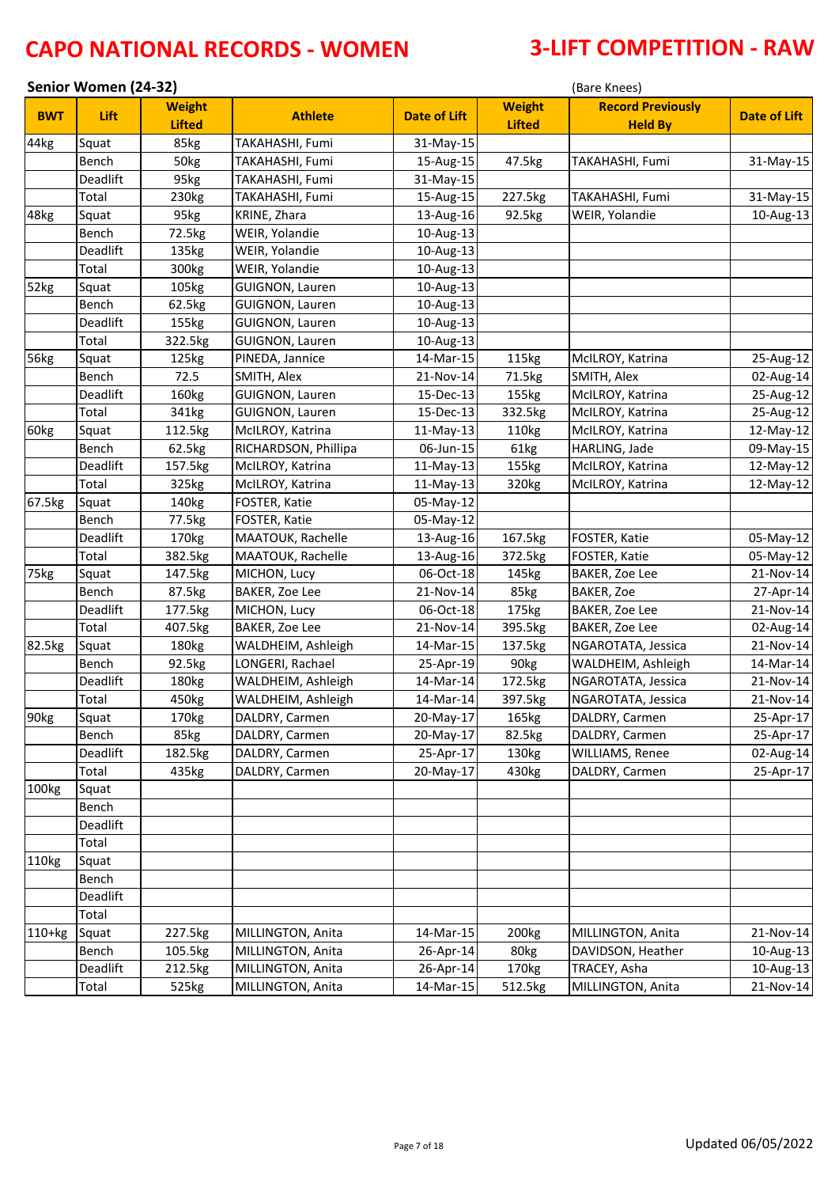# CAPO NATIONAL RECORDS - WOMEN

# 3-LIFT COMPETITION - RAW

**Senior Women (24-32)** (Bare Knees)

| BWT | Lift | Weight Lifted | Athlete | Date of Lift | Weight Lifted | Record Previously Held By | Date of Lift |
|---|---|---|---|---|---|---|---|
| 44kg | Squat | 85kg | TAKAHASHI, Fumi | 31-May-15 | | | |
| | Bench | 50kg | TAKAHASHI, Fumi | 15-Aug-15 | 47.5kg | TAKAHASHI, Fumi | 31-May-15 |
| | Deadlift | 95kg | TAKAHASHI, Fumi | 31-May-15 | | | |
| | Total | 230kg | TAKAHASHI, Fumi | 15-Aug-15 | 227.5kg | TAKAHASHI, Fumi | 31-May-15 |
| 48kg | Squat | 95kg | KRINE, Zhara | 13-Aug-16 | 92.5kg | WEIR, Yolandie | 10-Aug-13 |
| | Bench | 72.5kg | WEIR, Yolandie | 10-Aug-13 | | | |
| | Deadlift | 135kg | WEIR, Yolandie | 10-Aug-13 | | | |
| | Total | 300kg | WEIR, Yolandie | 10-Aug-13 | | | |
| 52kg | Squat | 105kg | GUIGNON, Lauren | 10-Aug-13 | | | |
| | Bench | 62.5kg | GUIGNON, Lauren | 10-Aug-13 | | | |
| | Deadlift | 155kg | GUIGNON, Lauren | 10-Aug-13 | | | |
| | Total | 322.5kg | GUIGNON, Lauren | 10-Aug-13 | | | |
| 56kg | Squat | 125kg | PINEDA, Jannice | 14-Mar-15 | 115kg | McILROY, Katrina | 25-Aug-12 |
| | Bench | 72.5 | SMITH, Alex | 21-Nov-14 | 71.5kg | SMITH, Alex | 02-Aug-14 |
| | Deadlift | 160kg | GUIGNON, Lauren | 15-Dec-13 | 155kg | McILROY, Katrina | 25-Aug-12 |
| | Total | 341kg | GUIGNON, Lauren | 15-Dec-13 | 332.5kg | McILROY, Katrina | 25-Aug-12 |
| 60kg | Squat | 112.5kg | McILROY, Katrina | 11-May-13 | 110kg | McILROY, Katrina | 12-May-12 |
| | Bench | 62.5kg | RICHARDSON, Phillipa | 06-Jun-15 | 61kg | HARLING, Jade | 09-May-15 |
| | Deadlift | 157.5kg | McILROY, Katrina | 11-May-13 | 155kg | McILROY, Katrina | 12-May-12 |
| | Total | 325kg | McILROY, Katrina | 11-May-13 | 320kg | McILROY, Katrina | 12-May-12 |
| 67.5kg | Squat | 140kg | FOSTER, Katie | 05-May-12 | | | |
| | Bench | 77.5kg | FOSTER, Katie | 05-May-12 | | | |
| | Deadlift | 170kg | MAATOUK, Rachelle | 13-Aug-16 | 167.5kg | FOSTER, Katie | 05-May-12 |
| | Total | 382.5kg | MAATOUK, Rachelle | 13-Aug-16 | 372.5kg | FOSTER, Katie | 05-May-12 |
| 75kg | Squat | 147.5kg | MICHON, Lucy | 06-Oct-18 | 145kg | BAKER, Zoe Lee | 21-Nov-14 |
| | Bench | 87.5kg | BAKER, Zoe Lee | 21-Nov-14 | 85kg | BAKER, Zoe | 27-Apr-14 |
| | Deadlift | 177.5kg | MICHON, Lucy | 06-Oct-18 | 175kg | BAKER, Zoe Lee | 21-Nov-14 |
| | Total | 407.5kg | BAKER, Zoe Lee | 21-Nov-14 | 395.5kg | BAKER, Zoe Lee | 02-Aug-14 |
| 82.5kg | Squat | 180kg | WALDHEIM, Ashleigh | 14-Mar-15 | 137.5kg | NGAROTATA, Jessica | 21-Nov-14 |
| | Bench | 92.5kg | LONGERI, Rachael | 25-Apr-19 | 90kg | WALDHEIM, Ashleigh | 14-Mar-14 |
| | Deadlift | 180kg | WALDHEIM, Ashleigh | 14-Mar-14 | 172.5kg | NGAROTATA, Jessica | 21-Nov-14 |
| | Total | 450kg | WALDHEIM, Ashleigh | 14-Mar-14 | 397.5kg | NGAROTATA, Jessica | 21-Nov-14 |
| 90kg | Squat | 170kg | DALDRY, Carmen | 20-May-17 | 165kg | DALDRY, Carmen | 25-Apr-17 |
| | Bench | 85kg | DALDRY, Carmen | 20-May-17 | 82.5kg | DALDRY, Carmen | 25-Apr-17 |
| | Deadlift | 182.5kg | DALDRY, Carmen | 25-Apr-17 | 130kg | WILLIAMS, Renee | 02-Aug-14 |
| | Total | 435kg | DALDRY, Carmen | 20-May-17 | 430kg | DALDRY, Carmen | 25-Apr-17 |
| 100kg | Squat | | | | | | |
| | Bench | | | | | | |
| | Deadlift | | | | | | |
| | Total | | | | | | |
| 110kg | Squat | | | | | | |
| | Bench | | | | | | |
| | Deadlift | | | | | | |
| | Total | | | | | | |
| 110+kg | Squat | 227.5kg | MILLINGTON, Anita | 14-Mar-15 | 200kg | MILLINGTON, Anita | 21-Nov-14 |
| | Bench | 105.5kg | MILLINGTON, Anita | 26-Apr-14 | 80kg | DAVIDSON, Heather | 10-Aug-13 |
| | Deadlift | 212.5kg | MILLINGTON, Anita | 26-Apr-14 | 170kg | TRACEY, Asha | 10-Aug-13 |
| | Total | 525kg | MILLINGTON, Anita | 14-Mar-15 | 512.5kg | MILLINGTON, Anita | 21-Nov-14 |

Updated 06/05/2022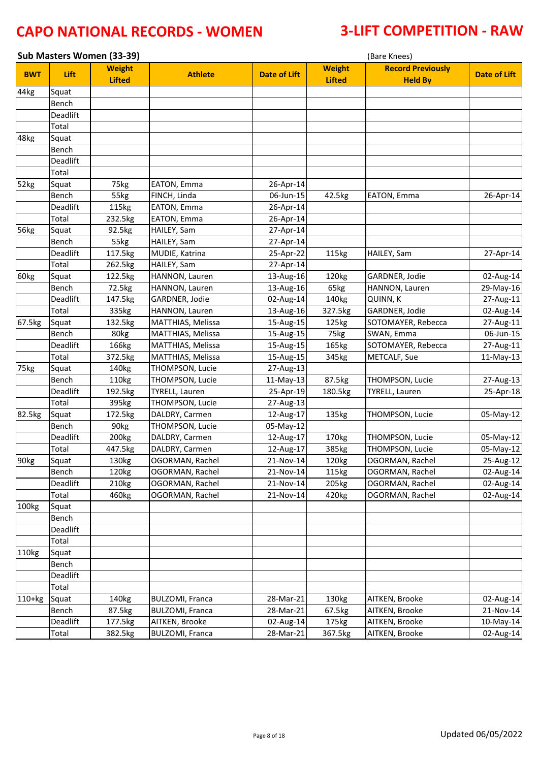# CAPO NATIONAL RECORDS - WOMEN

# 3-LIFT COMPETITION - RAW

## Sub Masters Women (33-39)

(Bare Knees)

| BWT | Lift | Weight Lifted | Athlete | Date of Lift | Weight Lifted | Record Previously Held By | Date of Lift |
|---|---|---|---|---|---|---|---|
| 44kg | Squat | | | | | | |
| | Bench | | | | | | |
| | Deadlift | | | | | | |
| | Total | | | | | | |
| 48kg | Squat | | | | | | |
| | Bench | | | | | | |
| | Deadlift | | | | | | |
| | Total | | | | | | |
| 52kg | Squat | 75kg | EATON, Emma | 26-Apr-14 | | | |
| | Bench | 55kg | FINCH, Linda | 06-Jun-15 | 42.5kg | EATON, Emma | 26-Apr-14 |
| | Deadlift | 115kg | EATON, Emma | 26-Apr-14 | | | |
| | Total | 232.5kg | EATON, Emma | 26-Apr-14 | | | |
| 56kg | Squat | 92.5kg | HAILEY, Sam | 27-Apr-14 | | | |
| | Bench | 55kg | HAILEY, Sam | 27-Apr-14 | | | |
| | Deadlift | 117.5kg | MUDIE, Katrina | 25-Apr-22 | 115kg | HAILEY, Sam | 27-Apr-14 |
| | Total | 262.5kg | HAILEY, Sam | 27-Apr-14 | | | |
| 60kg | Squat | 122.5kg | HANNON, Lauren | 13-Aug-16 | 120kg | GARDNER, Jodie | 02-Aug-14 |
| | Bench | 72.5kg | HANNON, Lauren | 13-Aug-16 | 65kg | HANNON, Lauren | 29-May-16 |
| | Deadlift | 147.5kg | GARDNER, Jodie | 02-Aug-14 | 140kg | QUINN, K | 27-Aug-11 |
| | Total | 335kg | HANNON, Lauren | 13-Aug-16 | 327.5kg | GARDNER, Jodie | 02-Aug-14 |
| 67.5kg | Squat | 132.5kg | MATTHIAS, Melissa | 15-Aug-15 | 125kg | SOTOMAYER, Rebecca | 27-Aug-11 |
| | Bench | 80kg | MATTHIAS, Melissa | 15-Aug-15 | 75kg | SWAN, Emma | 06-Jun-15 |
| | Deadlift | 166kg | MATTHIAS, Melissa | 15-Aug-15 | 165kg | SOTOMAYER, Rebecca | 27-Aug-11 |
| | Total | 372.5kg | MATTHIAS, Melissa | 15-Aug-15 | 345kg | METCALF, Sue | 11-May-13 |
| 75kg | Squat | 140kg | THOMPSON, Lucie | 27-Aug-13 | | | |
| | Bench | 110kg | THOMPSON, Lucie | 11-May-13 | 87.5kg | THOMPSON, Lucie | 27-Aug-13 |
| | Deadlift | 192.5kg | TYRELL, Lauren | 25-Apr-19 | 180.5kg | TYRELL, Lauren | 25-Apr-18 |
| | Total | 395kg | THOMPSON, Lucie | 27-Aug-13 | | | |
| 82.5kg | Squat | 172.5kg | DALDRY, Carmen | 12-Aug-17 | 135kg | THOMPSON, Lucie | 05-May-12 |
| | Bench | 90kg | THOMPSON, Lucie | 05-May-12 | | | |
| | Deadlift | 200kg | DALDRY, Carmen | 12-Aug-17 | 170kg | THOMPSON, Lucie | 05-May-12 |
| | Total | 447.5kg | DALDRY, Carmen | 12-Aug-17 | 385kg | THOMPSON, Lucie | 05-May-12 |
| 90kg | Squat | 130kg | OGORMAN, Rachel | 21-Nov-14 | 120kg | OGORMAN, Rachel | 25-Aug-12 |
| | Bench | 120kg | OGORMAN, Rachel | 21-Nov-14 | 115kg | OGORMAN, Rachel | 02-Aug-14 |
| | Deadlift | 210kg | OGORMAN, Rachel | 21-Nov-14 | 205kg | OGORMAN, Rachel | 02-Aug-14 |
| | Total | 460kg | OGORMAN, Rachel | 21-Nov-14 | 420kg | OGORMAN, Rachel | 02-Aug-14 |
| 100kg | Squat | | | | | | |
| | Bench | | | | | | |
| | Deadlift | | | | | | |
| | Total | | | | | | |
| 110kg | Squat | | | | | | |
| | Bench | | | | | | |
| | Deadlift | | | | | | |
| | Total | | | | | | |
| 110+kg | Squat | 140kg | BULZOMI, Franca | 28-Mar-21 | 130kg | AITKEN, Brooke | 02-Aug-14 |
| | Bench | 87.5kg | BULZOMI, Franca | 28-Mar-21 | 67.5kg | AITKEN, Brooke | 21-Nov-14 |
| | Deadlift | 177.5kg | AITKEN, Brooke | 02-Aug-14 | 175kg | AITKEN, Brooke | 10-May-14 |
| | Total | 382.5kg | BULZOMI, Franca | 28-Mar-21 | 367.5kg | AITKEN, Brooke | 02-Aug-14 |

Updated 06/05/2022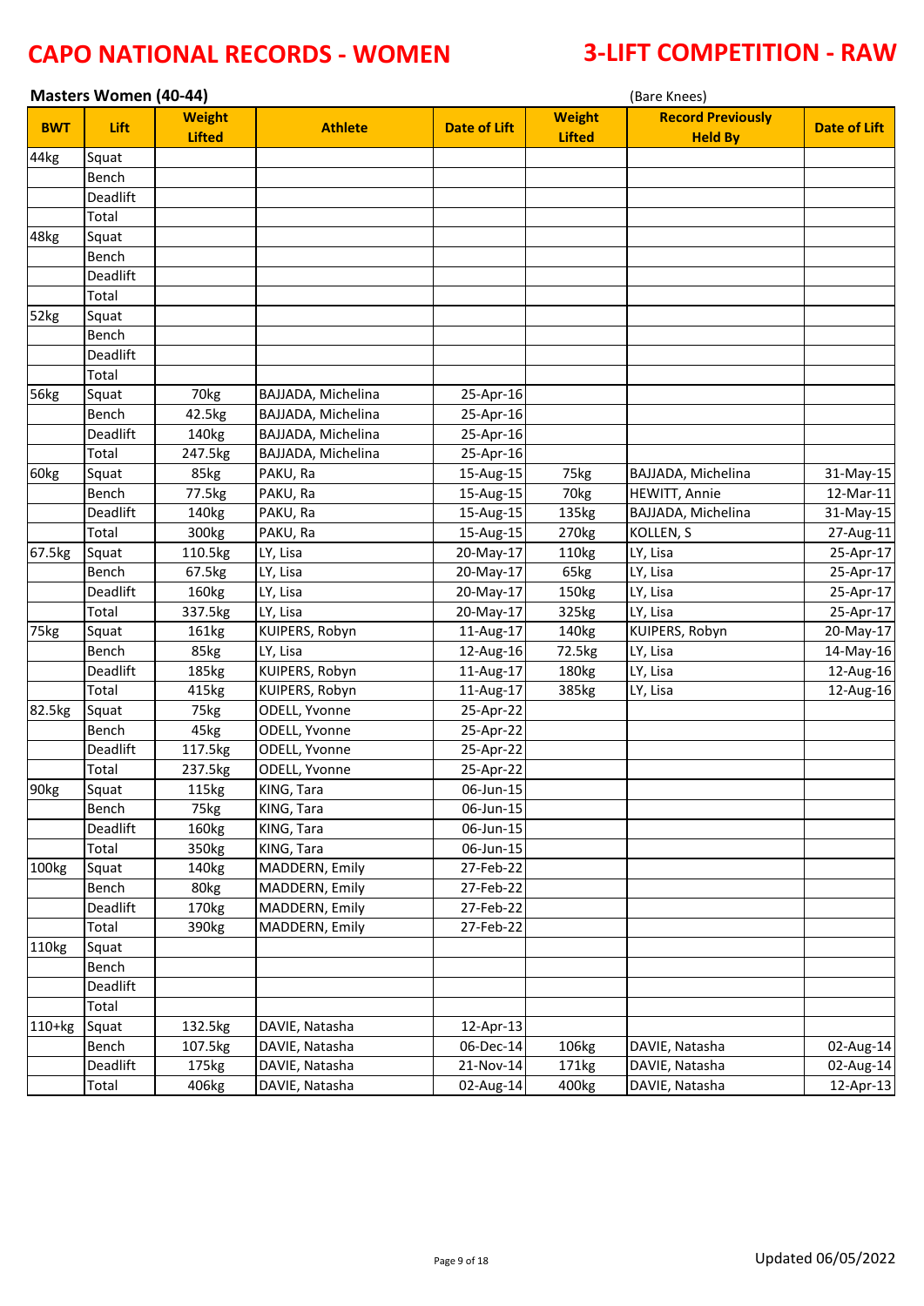# CAPO NATIONAL RECORDS - WOMEN

# 3-LIFT COMPETITION - RAW

**Masters Women (40-44)** (Bare Knees)

| BWT | Lift | Weight Lifted | Athlete | Date of Lift | Weight Lifted | Record Previously Held By | Date of Lift |
|---|---|---|---|---|---|---|---|
| 44kg | Squat | | | | | | |
| | Bench | | | | | | |
| | Deadlift | | | | | | |
| | Total | | | | | | |
| 48kg | Squat | | | | | | |
| | Bench | | | | | | |
| | Deadlift | | | | | | |
| | Total | | | | | | |
| 52kg | Squat | | | | | | |
| | Bench | | | | | | |
| | Deadlift | | | | | | |
| | Total | | | | | | |
| 56kg | Squat | 70kg | BAJJADA, Michelina | 25-Apr-16 | | | |
| | Bench | 42.5kg | BAJJADA, Michelina | 25-Apr-16 | | | |
| | Deadlift | 140kg | BAJJADA, Michelina | 25-Apr-16 | | | |
| | Total | 247.5kg | BAJJADA, Michelina | 25-Apr-16 | | | |
| 60kg | Squat | 85kg | PAKU, Ra | 15-Aug-15 | 75kg | BAJJADA, Michelina | 31-May-15 |
| | Bench | 77.5kg | PAKU, Ra | 15-Aug-15 | 70kg | HEWITT, Annie | 12-Mar-11 |
| | Deadlift | 140kg | PAKU, Ra | 15-Aug-15 | 135kg | BAJJADA, Michelina | 31-May-15 |
| | Total | 300kg | PAKU, Ra | 15-Aug-15 | 270kg | KOLLEN, S | 27-Aug-11 |
| 67.5kg | Squat | 110.5kg | LY, Lisa | 20-May-17 | 110kg | LY, Lisa | 25-Apr-17 |
| | Bench | 67.5kg | LY, Lisa | 20-May-17 | 65kg | LY, Lisa | 25-Apr-17 |
| | Deadlift | 160kg | LY, Lisa | 20-May-17 | 150kg | LY, Lisa | 25-Apr-17 |
| | Total | 337.5kg | LY, Lisa | 20-May-17 | 325kg | LY, Lisa | 25-Apr-17 |
| 75kg | Squat | 161kg | KUIPERS, Robyn | 11-Aug-17 | 140kg | KUIPERS, Robyn | 20-May-17 |
| | Bench | 85kg | LY, Lisa | 12-Aug-16 | 72.5kg | LY, Lisa | 14-May-16 |
| | Deadlift | 185kg | KUIPERS, Robyn | 11-Aug-17 | 180kg | LY, Lisa | 12-Aug-16 |
| | Total | 415kg | KUIPERS, Robyn | 11-Aug-17 | 385kg | LY, Lisa | 12-Aug-16 |
| 82.5kg | Squat | 75kg | ODELL, Yvonne | 25-Apr-22 | | | |
| | Bench | 45kg | ODELL, Yvonne | 25-Apr-22 | | | |
| | Deadlift | 117.5kg | ODELL, Yvonne | 25-Apr-22 | | | |
| | Total | 237.5kg | ODELL, Yvonne | 25-Apr-22 | | | |
| 90kg | Squat | 115kg | KING, Tara | 06-Jun-15 | | | |
| | Bench | 75kg | KING, Tara | 06-Jun-15 | | | |
| | Deadlift | 160kg | KING, Tara | 06-Jun-15 | | | |
| | Total | 350kg | KING, Tara | 06-Jun-15 | | | |
| 100kg | Squat | 140kg | MADDERN, Emily | 27-Feb-22 | | | |
| | Bench | 80kg | MADDERN, Emily | 27-Feb-22 | | | |
| | Deadlift | 170kg | MADDERN, Emily | 27-Feb-22 | | | |
| | Total | 390kg | MADDERN, Emily | 27-Feb-22 | | | |
| 110kg | Squat | | | | | | |
| | Bench | | | | | | |
| | Deadlift | | | | | | |
| | Total | | | | | | |
| 110+kg | Squat | 132.5kg | DAVIE, Natasha | 12-Apr-13 | | | |
| | Bench | 107.5kg | DAVIE, Natasha | 06-Dec-14 | 106kg | DAVIE, Natasha | 02-Aug-14 |
| | Deadlift | 175kg | DAVIE, Natasha | 21-Nov-14 | 171kg | DAVIE, Natasha | 02-Aug-14 |
| | Total | 406kg | DAVIE, Natasha | 02-Aug-14 | 400kg | DAVIE, Natasha | 12-Apr-13 |

Updated 06/05/2022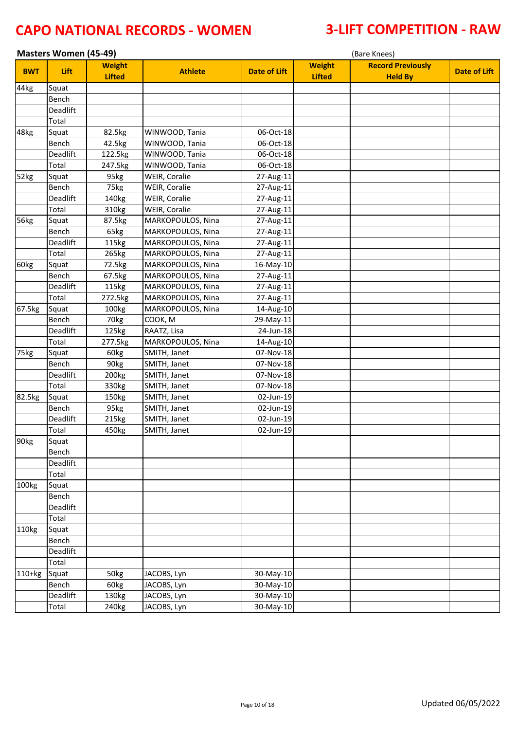# CAPO NATIONAL RECORDS - WOMEN

# 3-LIFT COMPETITION - RAW

## Masters Women (45-49)

(Bare Knees)

| BWT | Lift | Weight Lifted | Athlete | Date of Lift | Weight Lifted | Record Previously Held By | Date of Lift |
|---|---|---|---|---|---|---|---|
| 44kg | Squat | | | | | | |
| | Bench | | | | | | |
| | Deadlift | | | | | | |
| | Total | | | | | | |
| 48kg | Squat | 82.5kg | WINWOOD, Tania | 06-Oct-18 | | | |
| | Bench | 42.5kg | WINWOOD, Tania | 06-Oct-18 | | | |
| | Deadlift | 122.5kg | WINWOOD, Tania | 06-Oct-18 | | | |
| | Total | 247.5kg | WINWOOD, Tania | 06-Oct-18 | | | |
| 52kg | Squat | 95kg | WEIR, Coralie | 27-Aug-11 | | | |
| | Bench | 75kg | WEIR, Coralie | 27-Aug-11 | | | |
| | Deadlift | 140kg | WEIR, Coralie | 27-Aug-11 | | | |
| | Total | 310kg | WEIR, Coralie | 27-Aug-11 | | | |
| 56kg | Squat | 87.5kg | MARKOPOULOS, Nina | 27-Aug-11 | | | |
| | Bench | 65kg | MARKOPOULOS, Nina | 27-Aug-11 | | | |
| | Deadlift | 115kg | MARKOPOULOS, Nina | 27-Aug-11 | | | |
| | Total | 265kg | MARKOPOULOS, Nina | 27-Aug-11 | | | |
| 60kg | Squat | 72.5kg | MARKOPOULOS, Nina | 16-May-10 | | | |
| | Bench | 67.5kg | MARKOPOULOS, Nina | 27-Aug-11 | | | |
| | Deadlift | 115kg | MARKOPOULOS, Nina | 27-Aug-11 | | | |
| | Total | 272.5kg | MARKOPOULOS, Nina | 27-Aug-11 | | | |
| 67.5kg | Squat | 100kg | MARKOPOULOS, Nina | 14-Aug-10 | | | |
| | Bench | 70kg | COOK, M | 29-May-11 | | | |
| | Deadlift | 125kg | RAATZ, Lisa | 24-Jun-18 | | | |
| | Total | 277.5kg | MARKOPOULOS, Nina | 14-Aug-10 | | | |
| 75kg | Squat | 60kg | SMITH, Janet | 07-Nov-18 | | | |
| | Bench | 90kg | SMITH, Janet | 07-Nov-18 | | | |
| | Deadlift | 200kg | SMITH, Janet | 07-Nov-18 | | | |
| | Total | 330kg | SMITH, Janet | 07-Nov-18 | | | |
| 82.5kg | Squat | 150kg | SMITH, Janet | 02-Jun-19 | | | |
| | Bench | 95kg | SMITH, Janet | 02-Jun-19 | | | |
| | Deadlift | 215kg | SMITH, Janet | 02-Jun-19 | | | |
| | Total | 450kg | SMITH, Janet | 02-Jun-19 | | | |
| 90kg | Squat | | | | | | |
| | Bench | | | | | | |
| | Deadlift | | | | | | |
| | Total | | | | | | |
| 100kg | Squat | | | | | | |
| | Bench | | | | | | |
| | Deadlift | | | | | | |
| | Total | | | | | | |
| 110kg | Squat | | | | | | |
| | Bench | | | | | | |
| | Deadlift | | | | | | |
| | Total | | | | | | |
| 110+kg | Squat | 50kg | JACOBS, Lyn | 30-May-10 | | | |
| | Bench | 60kg | JACOBS, Lyn | 30-May-10 | | | |
| | Deadlift | 130kg | JACOBS, Lyn | 30-May-10 | | | |
| | Total | 240kg | JACOBS, Lyn | 30-May-10 | | | |

Updated 06/05/2022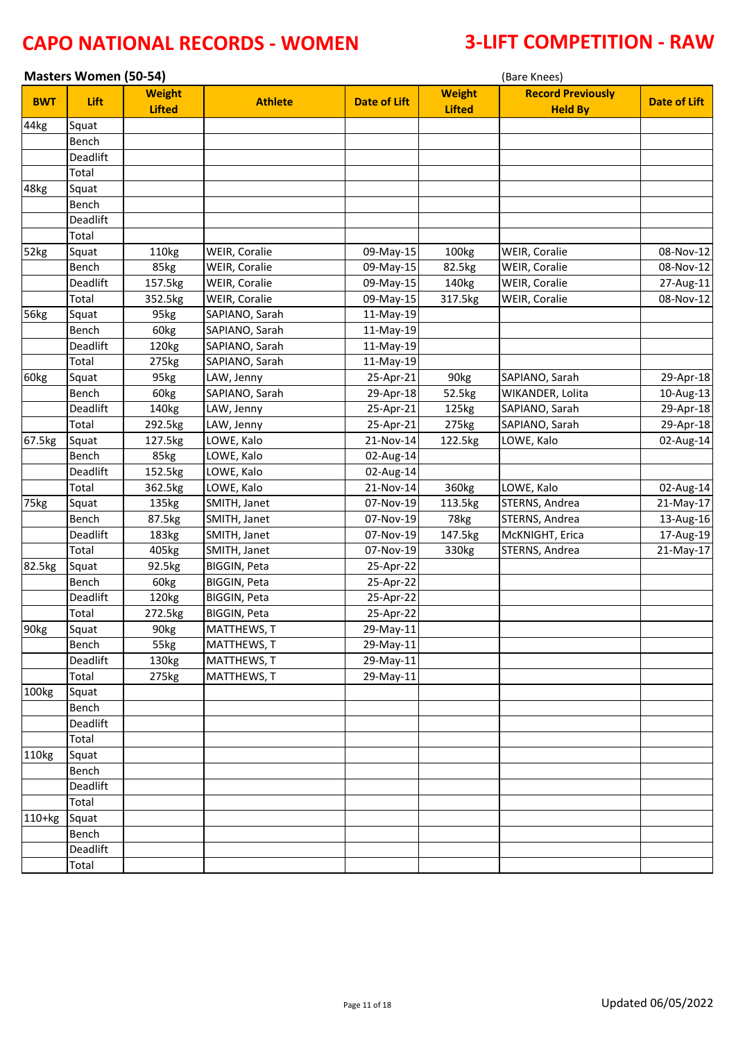# CAPO NATIONAL RECORDS - WOMEN

# 3-LIFT COMPETITION - RAW

## Masters Women (50-54)

(Bare Knees)

| BWT | Lift | Weight Lifted | Athlete | Date of Lift | Weight Lifted | Record Previously Held By | Date of Lift |
|---|---|---|---|---|---|---|---|
| 44kg | Squat | | | | | | |
| | Bench | | | | | | |
| | Deadlift | | | | | | |
| | Total | | | | | | |
| 48kg | Squat | | | | | | |
| | Bench | | | | | | |
| | Deadlift | | | | | | |
| | Total | | | | | | |
| 52kg | Squat | 110kg | WEIR, Coralie | 09-May-15 | 100kg | WEIR, Coralie | 08-Nov-12 |
| | Bench | 85kg | WEIR, Coralie | 09-May-15 | 82.5kg | WEIR, Coralie | 08-Nov-12 |
| | Deadlift | 157.5kg | WEIR, Coralie | 09-May-15 | 140kg | WEIR, Coralie | 27-Aug-11 |
| | Total | 352.5kg | WEIR, Coralie | 09-May-15 | 317.5kg | WEIR, Coralie | 08-Nov-12 |
| 56kg | Squat | 95kg | SAPIANO, Sarah | 11-May-19 | | | |
| | Bench | 60kg | SAPIANO, Sarah | 11-May-19 | | | |
| | Deadlift | 120kg | SAPIANO, Sarah | 11-May-19 | | | |
| | Total | 275kg | SAPIANO, Sarah | 11-May-19 | | | |
| 60kg | Squat | 95kg | LAW, Jenny | 25-Apr-21 | 90kg | SAPIANO, Sarah | 29-Apr-18 |
| | Bench | 60kg | SAPIANO, Sarah | 29-Apr-18 | 52.5kg | WIKANDER, Lolita | 10-Aug-13 |
| | Deadlift | 140kg | LAW, Jenny | 25-Apr-21 | 125kg | SAPIANO, Sarah | 29-Apr-18 |
| | Total | 292.5kg | LAW, Jenny | 25-Apr-21 | 275kg | SAPIANO, Sarah | 29-Apr-18 |
| 67.5kg | Squat | 127.5kg | LOWE, Kalo | 21-Nov-14 | 122.5kg | LOWE, Kalo | 02-Aug-14 |
| | Bench | 85kg | LOWE, Kalo | 02-Aug-14 | | | |
| | Deadlift | 152.5kg | LOWE, Kalo | 02-Aug-14 | | | |
| | Total | 362.5kg | LOWE, Kalo | 21-Nov-14 | 360kg | LOWE, Kalo | 02-Aug-14 |
| 75kg | Squat | 135kg | SMITH, Janet | 07-Nov-19 | 113.5kg | STERNS, Andrea | 21-May-17 |
| | Bench | 87.5kg | SMITH, Janet | 07-Nov-19 | 78kg | STERNS, Andrea | 13-Aug-16 |
| | Deadlift | 183kg | SMITH, Janet | 07-Nov-19 | 147.5kg | McKNIGHT, Erica | 17-Aug-19 |
| | Total | 405kg | SMITH, Janet | 07-Nov-19 | 330kg | STERNS, Andrea | 21-May-17 |
| 82.5kg | Squat | 92.5kg | BIGGIN, Peta | 25-Apr-22 | | | |
| | Bench | 60kg | BIGGIN, Peta | 25-Apr-22 | | | |
| | Deadlift | 120kg | BIGGIN, Peta | 25-Apr-22 | | | |
| | Total | 272.5kg | BIGGIN, Peta | 25-Apr-22 | | | |
| 90kg | Squat | 90kg | MATTHEWS, T | 29-May-11 | | | |
| | Bench | 55kg | MATTHEWS, T | 29-May-11 | | | |
| | Deadlift | 130kg | MATTHEWS, T | 29-May-11 | | | |
| | Total | 275kg | MATTHEWS, T | 29-May-11 | | | |
| 100kg | Squat | | | | | | |
| | Bench | | | | | | |
| | Deadlift | | | | | | |
| | Total | | | | | | |
| 110kg | Squat | | | | | | |
| | Bench | | | | | | |
| | Deadlift | | | | | | |
| | Total | | | | | | |
| 110+kg | Squat | | | | | | |
| | Bench | | | | | | |
| | Deadlift | | | | | | |
| | Total | | | | | | |

Updated 06/05/2022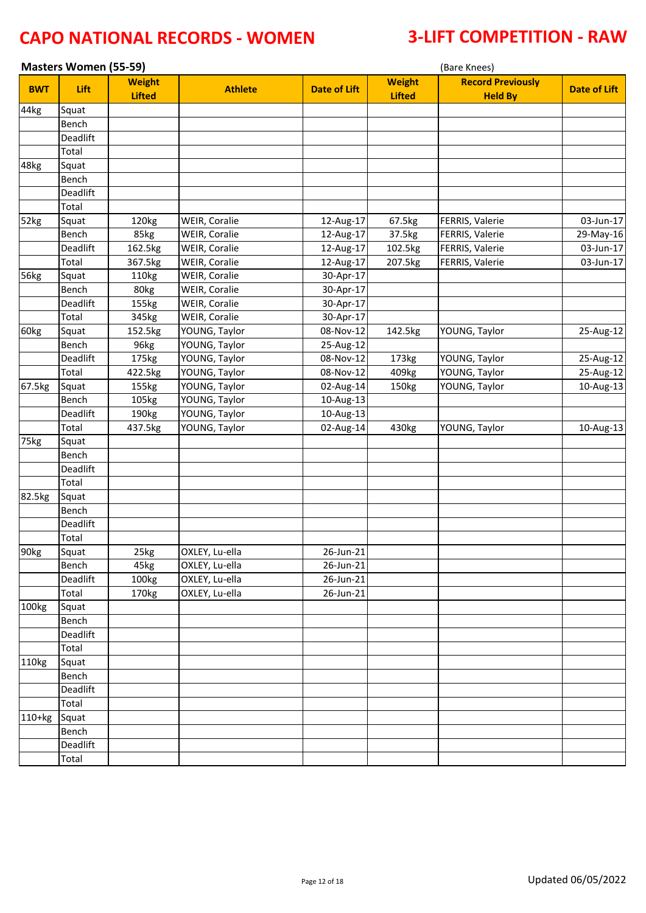# CAPO NATIONAL RECORDS - WOMEN

# 3-LIFT COMPETITION - RAW

## Masters Women (55-59)

(Bare Knees)

| BWT | Lift | Weight Lifted | Athlete | Date of Lift | Weight Lifted | Record Previously Held By | Date of Lift |
|---|---|---|---|---|---|---|---|
| 44kg | Squat | | | | | | |
| | Bench | | | | | | |
| | Deadlift | | | | | | |
| | Total | | | | | | |
| 48kg | Squat | | | | | | |
| | Bench | | | | | | |
| | Deadlift | | | | | | |
| | Total | | | | | | |
| 52kg | Squat | 120kg | WEIR, Coralie | 12-Aug-17 | 67.5kg | FERRIS, Valerie | 03-Jun-17 |
| | Bench | 85kg | WEIR, Coralie | 12-Aug-17 | 37.5kg | FERRIS, Valerie | 29-May-16 |
| | Deadlift | 162.5kg | WEIR, Coralie | 12-Aug-17 | 102.5kg | FERRIS, Valerie | 03-Jun-17 |
| | Total | 367.5kg | WEIR, Coralie | 12-Aug-17 | 207.5kg | FERRIS, Valerie | 03-Jun-17 |
| 56kg | Squat | 110kg | WEIR, Coralie | 30-Apr-17 | | | |
| | Bench | 80kg | WEIR, Coralie | 30-Apr-17 | | | |
| | Deadlift | 155kg | WEIR, Coralie | 30-Apr-17 | | | |
| | Total | 345kg | WEIR, Coralie | 30-Apr-17 | | | |
| 60kg | Squat | 152.5kg | YOUNG, Taylor | 08-Nov-12 | 142.5kg | YOUNG, Taylor | 25-Aug-12 |
| | Bench | 96kg | YOUNG, Taylor | 25-Aug-12 | | | |
| | Deadlift | 175kg | YOUNG, Taylor | 08-Nov-12 | 173kg | YOUNG, Taylor | 25-Aug-12 |
| | Total | 422.5kg | YOUNG, Taylor | 08-Nov-12 | 409kg | YOUNG, Taylor | 25-Aug-12 |
| 67.5kg | Squat | 155kg | YOUNG, Taylor | 02-Aug-14 | 150kg | YOUNG, Taylor | 10-Aug-13 |
| | Bench | 105kg | YOUNG, Taylor | 10-Aug-13 | | | |
| | Deadlift | 190kg | YOUNG, Taylor | 10-Aug-13 | | | |
| | Total | 437.5kg | YOUNG, Taylor | 02-Aug-14 | 430kg | YOUNG, Taylor | 10-Aug-13 |
| 75kg | Squat | | | | | | |
| | Bench | | | | | | |
| | Deadlift | | | | | | |
| | Total | | | | | | |
| 82.5kg | Squat | | | | | | |
| | Bench | | | | | | |
| | Deadlift | | | | | | |
| | Total | | | | | | |
| 90kg | Squat | 25kg | OXLEY, Lu-ella | 26-Jun-21 | | | |
| | Bench | 45kg | OXLEY, Lu-ella | 26-Jun-21 | | | |
| | Deadlift | 100kg | OXLEY, Lu-ella | 26-Jun-21 | | | |
| | Total | 170kg | OXLEY, Lu-ella | 26-Jun-21 | | | |
| 100kg | Squat | | | | | | |
| | Bench | | | | | | |
| | Deadlift | | | | | | |
| | Total | | | | | | |
| 110kg | Squat | | | | | | |
| | Bench | | | | | | |
| | Deadlift | | | | | | |
| | Total | | | | | | |
| 110+kg | Squat | | | | | | |
| | Bench | | | | | | |
| | Deadlift | | | | | | |
| | Total | | | | | | |

Updated 06/05/2022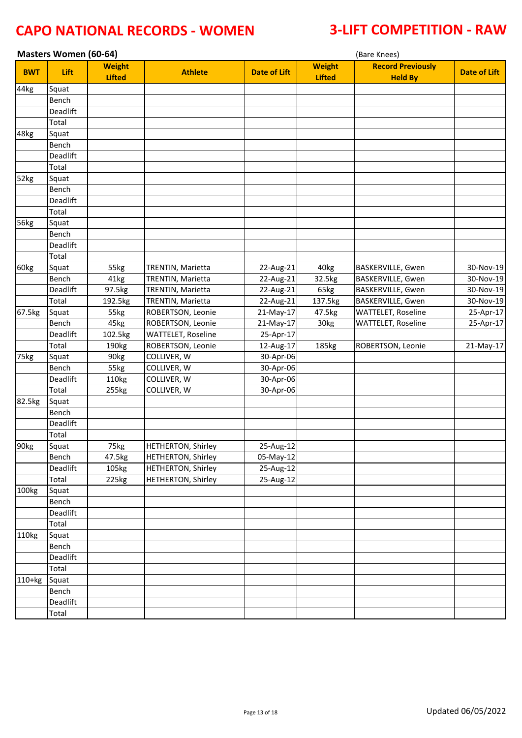# CAPO NATIONAL RECORDS - WOMEN

# 3-LIFT COMPETITION - RAW

## Masters Women (60-64)

(Bare Knees)

| BWT | Lift | Weight Lifted | Athlete | Date of Lift | Weight Lifted | Record Previously Held By | Date of Lift |
|---|---|---|---|---|---|---|---|
| 44kg | Squat | | | | | | |
| | Bench | | | | | | |
| | Deadlift | | | | | | |
| | Total | | | | | | |
| 48kg | Squat | | | | | | |
| | Bench | | | | | | |
| | Deadlift | | | | | | |
| | Total | | | | | | |
| 52kg | Squat | | | | | | |
| | Bench | | | | | | |
| | Deadlift | | | | | | |
| | Total | | | | | | |
| 56kg | Squat | | | | | | |
| | Bench | | | | | | |
| | Deadlift | | | | | | |
| | Total | | | | | | |
| 60kg | Squat | 55kg | TRENTIN, Marietta | 22-Aug-21 | 40kg | BASKERVILLE, Gwen | 30-Nov-19 |
| | Bench | 41kg | TRENTIN, Marietta | 22-Aug-21 | 32.5kg | BASKERVILLE, Gwen | 30-Nov-19 |
| | Deadlift | 97.5kg | TRENTIN, Marietta | 22-Aug-21 | 65kg | BASKERVILLE, Gwen | 30-Nov-19 |
| | Total | 192.5kg | TRENTIN, Marietta | 22-Aug-21 | 137.5kg | BASKERVILLE, Gwen | 30-Nov-19 |
| 67.5kg | Squat | 55kg | ROBERTSON, Leonie | 21-May-17 | 47.5kg | WATTELET, Roseline | 25-Apr-17 |
| | Bench | 45kg | ROBERTSON, Leonie | 21-May-17 | 30kg | WATTELET, Roseline | 25-Apr-17 |
| | Deadlift | 102.5kg | WATTELET, Roseline | 25-Apr-17 | | | |
| | Total | 190kg | ROBERTSON, Leonie | 12-Aug-17 | 185kg | ROBERTSON, Leonie | 21-May-17 |
| 75kg | Squat | 90kg | COLLIVER, W | 30-Apr-06 | | | |
| | Bench | 55kg | COLLIVER, W | 30-Apr-06 | | | |
| | Deadlift | 110kg | COLLIVER, W | 30-Apr-06 | | | |
| | Total | 255kg | COLLIVER, W | 30-Apr-06 | | | |
| 82.5kg | Squat | | | | | | |
| | Bench | | | | | | |
| | Deadlift | | | | | | |
| | Total | | | | | | |
| 90kg | Squat | 75kg | HETHERTON, Shirley | 25-Aug-12 | | | |
| | Bench | 47.5kg | HETHERTON, Shirley | 05-May-12 | | | |
| | Deadlift | 105kg | HETHERTON, Shirley | 25-Aug-12 | | | |
| | Total | 225kg | HETHERTON, Shirley | 25-Aug-12 | | | |
| 100kg | Squat | | | | | | |
| | Bench | | | | | | |
| | Deadlift | | | | | | |
| | Total | | | | | | |
| 110kg | Squat | | | | | | |
| | Bench | | | | | | |
| | Deadlift | | | | | | |
| | Total | | | | | | |
| 110+kg | Squat | | | | | | |
| | Bench | | | | | | |
| | Deadlift | | | | | | |
| | Total | | | | | | |

Updated 06/05/2022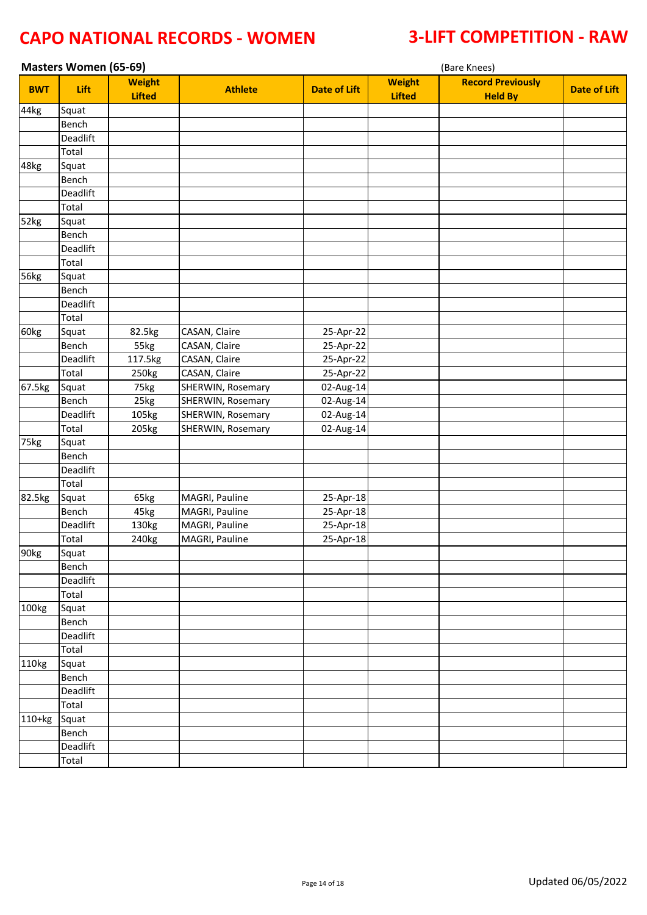# CAPO NATIONAL RECORDS - WOMEN

# 3-LIFT COMPETITION - RAW

## Masters Women (65-69)

(Bare Knees)

| BWT | Lift | Weight Lifted | Athlete | Date of Lift | Weight Lifted | Record Previously Held By | Date of Lift |
|---|---|---|---|---|---|---|---|
| 44kg | Squat | | | | | | |
| | Bench | | | | | | |
| | Deadlift | | | | | | |
| | Total | | | | | | |
| 48kg | Squat | | | | | | |
| | Bench | | | | | | |
| | Deadlift | | | | | | |
| | Total | | | | | | |
| 52kg | Squat | | | | | | |
| | Bench | | | | | | |
| | Deadlift | | | | | | |
| | Total | | | | | | |
| 56kg | Squat | | | | | | |
| | Bench | | | | | | |
| | Deadlift | | | | | | |
| | Total | | | | | | |
| 60kg | Squat | 82.5kg | CASAN, Claire | 25-Apr-22 | | | |
| | Bench | 55kg | CASAN, Claire | 25-Apr-22 | | | |
| | Deadlift | 117.5kg | CASAN, Claire | 25-Apr-22 | | | |
| | Total | 250kg | CASAN, Claire | 25-Apr-22 | | | |
| 67.5kg | Squat | 75kg | SHERWIN, Rosemary | 02-Aug-14 | | | |
| | Bench | 25kg | SHERWIN, Rosemary | 02-Aug-14 | | | |
| | Deadlift | 105kg | SHERWIN, Rosemary | 02-Aug-14 | | | |
| | Total | 205kg | SHERWIN, Rosemary | 02-Aug-14 | | | |
| 75kg | Squat | | | | | | |
| | Bench | | | | | | |
| | Deadlift | | | | | | |
| | Total | | | | | | |
| 82.5kg | Squat | 65kg | MAGRI, Pauline | 25-Apr-18 | | | |
| | Bench | 45kg | MAGRI, Pauline | 25-Apr-18 | | | |
| | Deadlift | 130kg | MAGRI, Pauline | 25-Apr-18 | | | |
| | Total | 240kg | MAGRI, Pauline | 25-Apr-18 | | | |
| 90kg | Squat | | | | | | |
| | Bench | | | | | | |
| | Deadlift | | | | | | |
| | Total | | | | | | |
| 100kg | Squat | | | | | | |
| | Bench | | | | | | |
| | Deadlift | | | | | | |
| | Total | | | | | | |
| 110kg | Squat | | | | | | |
| | Bench | | | | | | |
| | Deadlift | | | | | | |
| | Total | | | | | | |
| 110+kg | Squat | | | | | | |
| | Bench | | | | | | |
| | Deadlift | | | | | | |
| | Total | | | | | | |

Updated 06/05/2022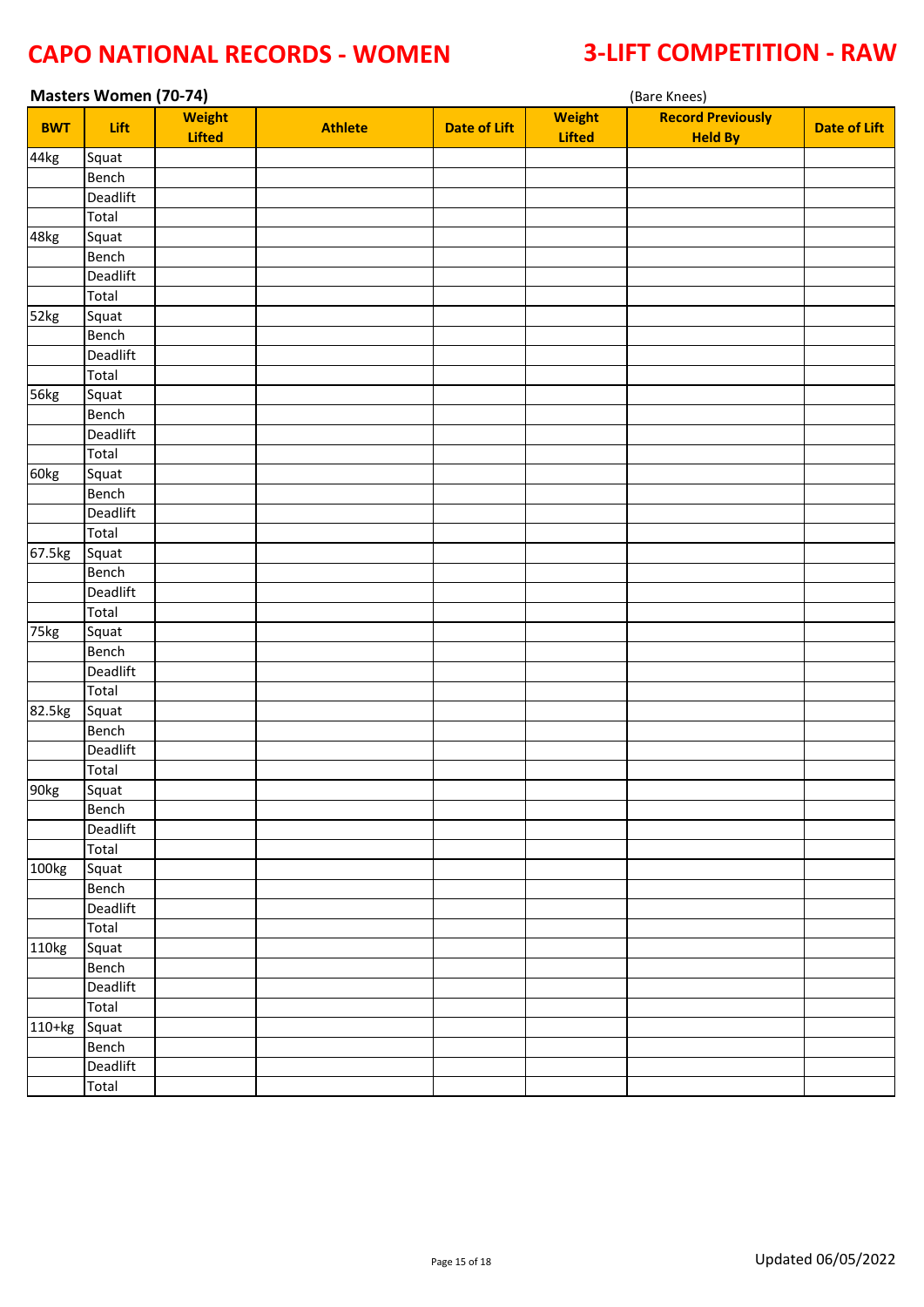# CAPO NATIONAL RECORDS - WOMEN

# 3-LIFT COMPETITION - RAW

## Masters Women (70-74)

(Bare Knees)

| BWT | Lift | Weight Lifted | Athlete | Date of Lift | Weight Lifted | Record Previously Held By | Date of Lift |
|---|---|---|---|---|---|---|---|
| 44kg | Squat | | | | | | |
| | Bench | | | | | | |
| | Deadlift | | | | | | |
| | Total | | | | | | |
| 48kg | Squat | | | | | | |
| | Bench | | | | | | |
| | Deadlift | | | | | | |
| | Total | | | | | | |
| 52kg | Squat | | | | | | |
| | Bench | | | | | | |
| | Deadlift | | | | | | |
| | Total | | | | | | |
| 56kg | Squat | | | | | | |
| | Bench | | | | | | |
| | Deadlift | | | | | | |
| | Total | | | | | | |
| 60kg | Squat | | | | | | |
| | Bench | | | | | | |
| | Deadlift | | | | | | |
| | Total | | | | | | |
| 67.5kg | Squat | | | | | | |
| | Bench | | | | | | |
| | Deadlift | | | | | | |
| | Total | | | | | | |
| 75kg | Squat | | | | | | |
| | Bench | | | | | | |
| | Deadlift | | | | | | |
| | Total | | | | | | |
| 82.5kg | Squat | | | | | | |
| | Bench | | | | | | |
| | Deadlift | | | | | | |
| | Total | | | | | | |
| 90kg | Squat | | | | | | |
| | Bench | | | | | | |
| | Deadlift | | | | | | |
| | Total | | | | | | |
| 100kg | Squat | | | | | | |
| | Bench | | | | | | |
| | Deadlift | | | | | | |
| | Total | | | | | | |
| 110kg | Squat | | | | | | |
| | Bench | | | | | | |
| | Deadlift | | | | | | |
| | Total | | | | | | |
| 110+kg | Squat | | | | | | |
| | Bench | | | | | | |
| | Deadlift | | | | | | |
| | Total | | | | | | |

Updated 06/05/2022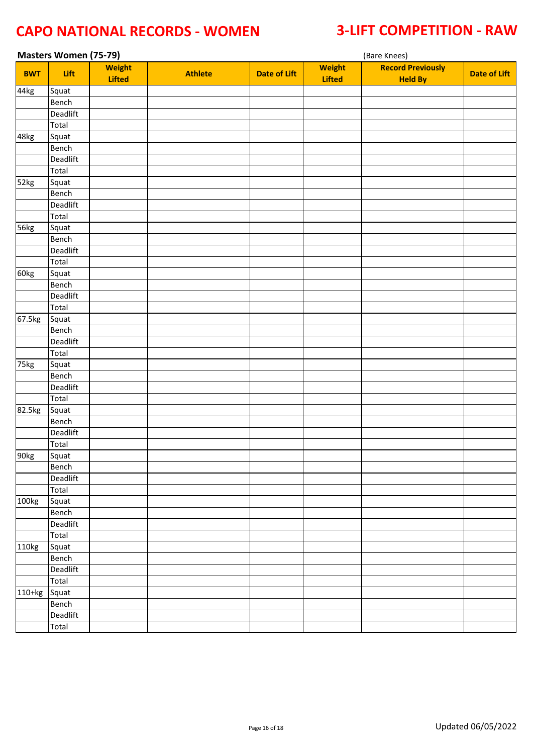# CAPO NATIONAL RECORDS - WOMEN

# 3-LIFT COMPETITION - RAW

**Masters Women (75-79)** (Bare Knees)

| BWT | Lift | Weight Lifted | Athlete | Date of Lift | Weight Lifted | Record Previously Held By | Date of Lift |
|---|---|---|---|---|---|---|---|
| 44kg | Squat | | | | | | |
| | Bench | | | | | | |
| | Deadlift | | | | | | |
| | Total | | | | | | |
| 48kg | Squat | | | | | | |
| | Bench | | | | | | |
| | Deadlift | | | | | | |
| | Total | | | | | | |
| 52kg | Squat | | | | | | |
| | Bench | | | | | | |
| | Deadlift | | | | | | |
| | Total | | | | | | |
| 56kg | Squat | | | | | | |
| | Bench | | | | | | |
| | Deadlift | | | | | | |
| | Total | | | | | | |
| 60kg | Squat | | | | | | |
| | Bench | | | | | | |
| | Deadlift | | | | | | |
| | Total | | | | | | |
| 67.5kg | Squat | | | | | | |
| | Bench | | | | | | |
| | Deadlift | | | | | | |
| | Total | | | | | | |
| 75kg | Squat | | | | | | |
| | Bench | | | | | | |
| | Deadlift | | | | | | |
| | Total | | | | | | |
| 82.5kg | Squat | | | | | | |
| | Bench | | | | | | |
| | Deadlift | | | | | | |
| | Total | | | | | | |
| 90kg | Squat | | | | | | |
| | Bench | | | | | | |
| | Deadlift | | | | | | |
| | Total | | | | | | |
| 100kg | Squat | | | | | | |
| | Bench | | | | | | |
| | Deadlift | | | | | | |
| | Total | | | | | | |
| 110kg | Squat | | | | | | |
| | Bench | | | | | | |
| | Deadlift | | | | | | |
| | Total | | | | | | |
| 110+kg | Squat | | | | | | |
| | Bench | | | | | | |
| | Deadlift | | | | | | |
| | Total | | | | | | |

Updated 06/05/2022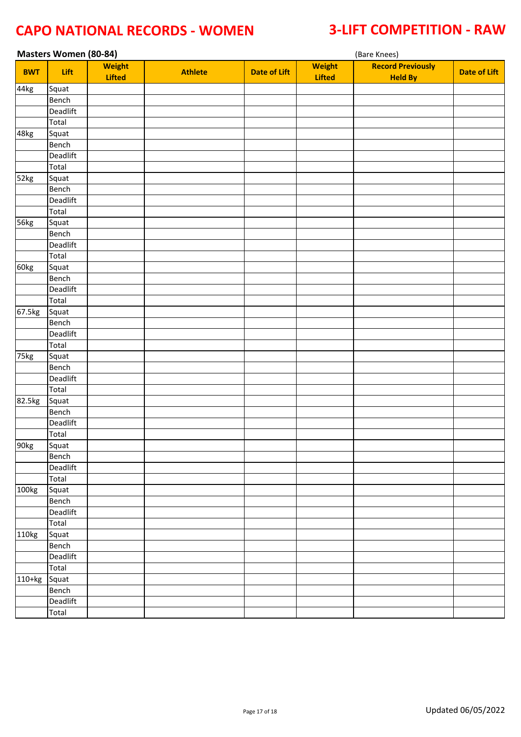# CAPO NATIONAL RECORDS - WOMEN

# 3-LIFT COMPETITION - RAW

## Masters Women (80-84)

(Bare Knees)

| BWT | Lift | Weight Lifted | Athlete | Date of Lift | Weight Lifted | Record Previously Held By | Date of Lift |
|---|---|---|---|---|---|---|---|
| 44kg | Squat | | | | | | |
| | Bench | | | | | | |
| | Deadlift | | | | | | |
| | Total | | | | | | |
| 48kg | Squat | | | | | | |
| | Bench | | | | | | |
| | Deadlift | | | | | | |
| | Total | | | | | | |
| 52kg | Squat | | | | | | |
| | Bench | | | | | | |
| | Deadlift | | | | | | |
| | Total | | | | | | |
| 56kg | Squat | | | | | | |
| | Bench | | | | | | |
| | Deadlift | | | | | | |
| | Total | | | | | | |
| 60kg | Squat | | | | | | |
| | Bench | | | | | | |
| | Deadlift | | | | | | |
| | Total | | | | | | |
| 67.5kg | Squat | | | | | | |
| | Bench | | | | | | |
| | Deadlift | | | | | | |
| | Total | | | | | | |
| 75kg | Squat | | | | | | |
| | Bench | | | | | | |
| | Deadlift | | | | | | |
| | Total | | | | | | |
| 82.5kg | Squat | | | | | | |
| | Bench | | | | | | |
| | Deadlift | | | | | | |
| | Total | | | | | | |
| 90kg | Squat | | | | | | |
| | Bench | | | | | | |
| | Deadlift | | | | | | |
| | Total | | | | | | |
| 100kg | Squat | | | | | | |
| | Bench | | | | | | |
| | Deadlift | | | | | | |
| | Total | | | | | | |
| 110kg | Squat | | | | | | |
| | Bench | | | | | | |
| | Deadlift | | | | | | |
| | Total | | | | | | |
| 110+kg | Squat | | | | | | |
| | Bench | | | | | | |
| | Deadlift | | | | | | |
| | Total | | | | | | |

Updated 06/05/2022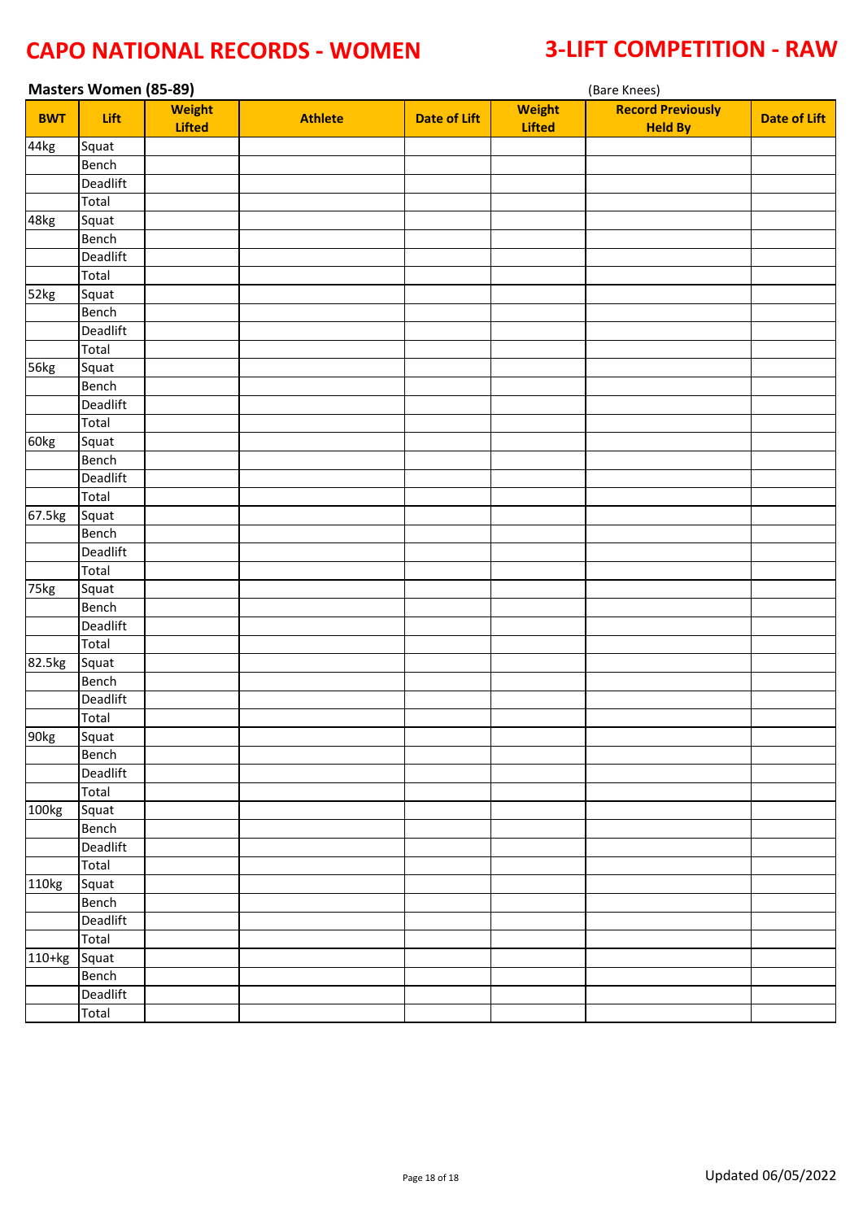# CAPO NATIONAL RECORDS - WOMEN

# 3-LIFT COMPETITION - RAW

## Masters Women (85-89)

(Bare Knees)

| BWT | Lift | Weight Lifted | Athlete | Date of Lift | Weight Lifted | Record Previously Held By | Date of Lift |
|---|---|---|---|---|---|---|---|
| 44kg | Squat | | | | | | |
| | Bench | | | | | | |
| | Deadlift | | | | | | |
| | Total | | | | | | |
| 48kg | Squat | | | | | | |
| | Bench | | | | | | |
| | Deadlift | | | | | | |
| | Total | | | | | | |
| 52kg | Squat | | | | | | |
| | Bench | | | | | | |
| | Deadlift | | | | | | |
| | Total | | | | | | |
| 56kg | Squat | | | | | | |
| | Bench | | | | | | |
| | Deadlift | | | | | | |
| | Total | | | | | | |
| 60kg | Squat | | | | | | |
| | Bench | | | | | | |
| | Deadlift | | | | | | |
| | Total | | | | | | |
| 67.5kg | Squat | | | | | | |
| | Bench | | | | | | |
| | Deadlift | | | | | | |
| | Total | | | | | | |
| 75kg | Squat | | | | | | |
| | Bench | | | | | | |
| | Deadlift | | | | | | |
| | Total | | | | | | |
| 82.5kg | Squat | | | | | | |
| | Bench | | | | | | |
| | Deadlift | | | | | | |
| | Total | | | | | | |
| 90kg | Squat | | | | | | |
| | Bench | | | | | | |
| | Deadlift | | | | | | |
| | Total | | | | | | |
| 100kg | Squat | | | | | | |
| | Bench | | | | | | |
| | Deadlift | | | | | | |
| | Total | | | | | | |
| 110kg | Squat | | | | | | |
| | Bench | | | | | | |
| | Deadlift | | | | | | |
| | Total | | | | | | |
| 110+kg | Squat | | | | | | |
| | Bench | | | | | | |
| | Deadlift | | | | | | |
| | Total | | | | | | |

Updated 06/05/2022